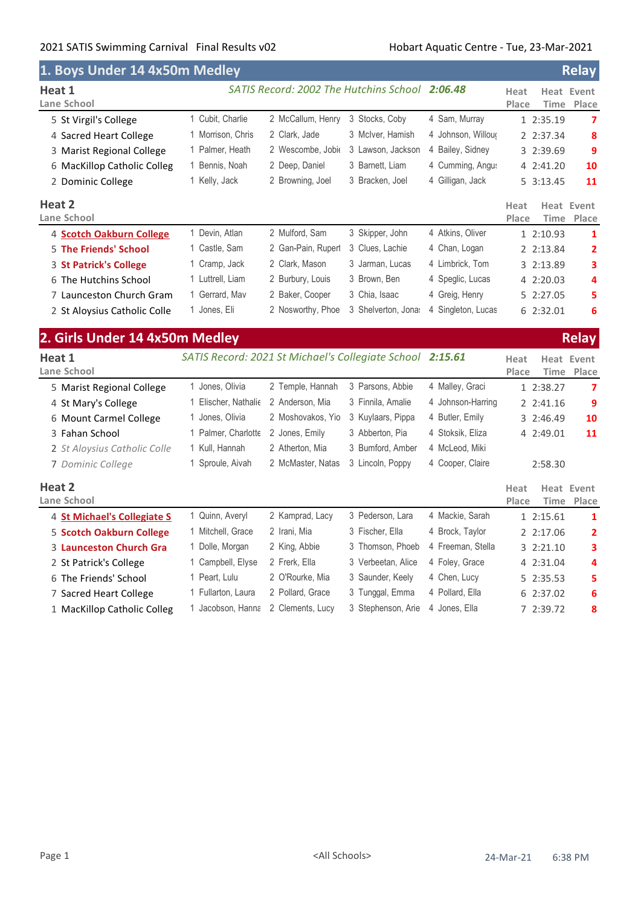2021 SATIS Swimming Carnival Final Results v02

Hobart Aquatic Centre - Tue, 23-Mar-2021

## 1. Boys Under 14 4x50m Medley — Relay

### Heat 1

*SATIS Record: 2002 The Hutchins School* ***2:06.48***

| Lane | School | | | | | Heat Place | Heat Time | Event Place |
|---|---|---|---|---|---|---|---|---|
| 5 | St Virgil's College | 1 Cubit, Charlie | 2 McCallum, Henry | 3 Stocks, Coby | 4 Sam, Murray | 1 | 2:35.19 | 7 |
| 4 | Sacred Heart College | 1 Morrison, Chris | 2 Clark, Jade | 3 McIver, Hamish | 4 Johnson, Willou | 2 | 2:37.34 | 8 |
| 3 | Marist Regional College | 1 Palmer, Heath | 2 Wescombe, Jobie | 3 Lawson, Jackson | 4 Bailey, Sidney | 3 | 2:39.69 | 9 |
| 6 | MacKillop Catholic Colleg | 1 Bennis, Noah | 2 Deep, Daniel | 3 Barnett, Liam | 4 Cumming, Angus | 4 | 2:41.20 | 10 |
| 2 | Dominic College | 1 Kelly, Jack | 2 Browning, Joel | 3 Bracken, Joel | 4 Gilligan, Jack | 5 | 3:13.45 | 11 |

### Heat 2

| Lane | School | | | | | Heat Place | Heat Time | Event Place |
|---|---|---|---|---|---|---|---|---|
| 4 | **Scotch Oakburn College** | 1 Devin, Atlan | 2 Mulford, Sam | 3 Skipper, John | 4 Atkins, Oliver | 1 | 2:10.93 | 1 |
| 5 | **The Friends' School** | 1 Castle, Sam | 2 Gan-Pain, Rupert | 3 Clues, Lachie | 4 Chan, Logan | 2 | 2:13.84 | 2 |
| 3 | **St Patrick's College** | 1 Cramp, Jack | 2 Clark, Mason | 3 Jarman, Lucas | 4 Limbrick, Tom | 3 | 2:13.89 | 3 |
| 6 | The Hutchins School | 1 Luttrell, Liam | 2 Burbury, Louis | 3 Brown, Ben | 4 Speglic, Lucas | 4 | 2:20.03 | 4 |
| 7 | Launceston Church Gram | 1 Gerrard, Mav | 2 Baker, Cooper | 3 Chia, Isaac | 4 Greig, Henry | 5 | 2:27.05 | 5 |
| 2 | St Aloysius Catholic Colle | 1 Jones, Eli | 2 Nosworthy, Phoe | 3 Shelverton, Jonas | 4 Singleton, Lucas | 6 | 2:32.01 | 6 |

## 2. Girls Under 14 4x50m Medley — Relay

### Heat 1

*SATIS Record: 2021 St Michael's Collegiate School* ***2:15.61***

| Lane | School | | | | | Heat Place | Heat Time | Event Place |
|---|---|---|---|---|---|---|---|---|
| 5 | Marist Regional College | 1 Jones, Olivia | 2 Temple, Hannah | 3 Parsons, Abbie | 4 Malley, Graci | 1 | 2:38.27 | 7 |
| 4 | St Mary's College | 1 Elischer, Nathalie | 2 Anderson, Mia | 3 Finnila, Amalie | 4 Johnson-Harring | 2 | 2:41.16 | 9 |
| 6 | Mount Carmel College | 1 Jones, Olivia | 2 Moshovakos, Yio | 3 Kuylaars, Pippa | 4 Butler, Emily | 3 | 2:46.49 | 10 |
| 3 | Fahan School | 1 Palmer, Charlotte | 2 Jones, Emily | 3 Abberton, Pia | 4 Stoksik, Eliza | 4 | 2:49.01 | 11 |
| 2 | *St Aloysius Catholic Colle* | 1 Kull, Hannah | 2 Atherton, Mia | 3 Bumford, Amber | 4 McLeod, Miki | | | |
| 7 | *Dominic College* | 1 Sproule, Aivah | 2 McMaster, Natas | 3 Lincoln, Poppy | 4 Cooper, Claire | | 2:58.30 | |

### Heat 2

| Lane | School | | | | | Heat Place | Heat Time | Event Place |
|---|---|---|---|---|---|---|---|---|
| 4 | **St Michael's Collegiate S** | 1 Quinn, Averyl | 2 Kamprad, Lacy | 3 Pederson, Lara | 4 Mackie, Sarah | 1 | 2:15.61 | 1 |
| 5 | **Scotch Oakburn College** | 1 Mitchell, Grace | 2 Irani, Mia | 3 Fischer, Ella | 4 Brock, Taylor | 2 | 2:17.06 | 2 |
| 3 | **Launceston Church Gra** | 1 Dolle, Morgan | 2 King, Abbie | 3 Thomson, Phoeb | 4 Freeman, Stella | 3 | 2:21.10 | 3 |
| 2 | St Patrick's College | 1 Campbell, Elyse | 2 Frerk, Ella | 3 Verbeetan, Alice | 4 Foley, Grace | 4 | 2:31.04 | 4 |
| 6 | The Friends' School | 1 Peart, Lulu | 2 O'Rourke, Mia | 3 Saunder, Keely | 4 Chen, Lucy | 5 | 2:35.53 | 5 |
| 7 | Sacred Heart College | 1 Fullarton, Laura | 2 Pollard, Grace | 3 Tunggal, Emma | 4 Pollard, Ella | 6 | 2:37.02 | 6 |
| 1 | MacKillop Catholic Colleg | 1 Jacobson, Hanna | 2 Clements, Lucy | 3 Stephenson, Arie | 4 Jones, Ella | 7 | 2:39.72 | 8 |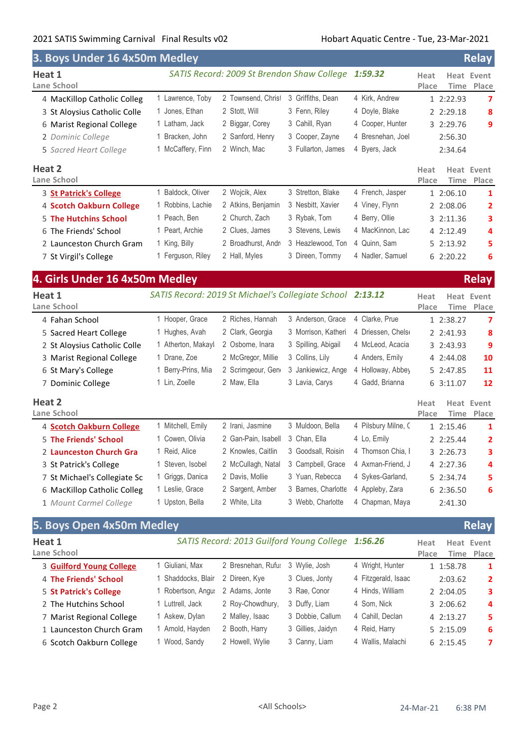## 3. Boys Under 16 4x50m Medley — Relay

### Heat 1

*SATIS Record: 2009 St Brendon Shaw College* **1:59.32**

| Lane | School | | | | | Heat Place | Heat Time | Event Place |
|---|---|---|---|---|---|---|---|---|
| 4 | MacKillop Catholic Colleg | 1 Lawrence, Toby | 2 Townsend, Christ | 3 Griffiths, Dean | 4 Kirk, Andrew | 1 | 2:22.93 | 7 |
| 3 | St Aloysius Catholic Colle | 1 Jones, Ethan | 2 Stott, Will | 3 Fenn, Riley | 4 Doyle, Blake | 2 | 2:29.18 | 8 |
| 6 | Marist Regional College | 1 Latham, Jack | 2 Biggar, Corey | 3 Cahill, Ryan | 4 Cooper, Hunter | 3 | 2:29.76 | 9 |
| 2 | *Dominic College* | 1 Bracken, John | 2 Sanford, Henry | 3 Cooper, Zayne | 4 Bresnehan, Joel | | 2:56.30 | |
| 5 | *Sacred Heart College* | 1 McCaffery, Finn | 2 Winch, Mac | 3 Fullarton, James | 4 Byers, Jack | | 2:34.64 | |

### Heat 2

| Lane | School | | | | | Heat Place | Heat Time | Event Place |
|---|---|---|---|---|---|---|---|---|
| 3 | **St Patrick's College** | 1 Baldock, Oliver | 2 Wojcik, Alex | 3 Stretton, Blake | 4 French, Jasper | 1 | 2:06.10 | 1 |
| 4 | **Scotch Oakburn College** | 1 Robbins, Lachie | 2 Atkins, Benjamin | 3 Nesbitt, Xavier | 4 Viney, Flynn | 2 | 2:08.06 | 2 |
| 5 | **The Hutchins School** | 1 Peach, Ben | 2 Church, Zach | 3 Rybak, Tom | 4 Berry, Ollie | 3 | 2:11.36 | 3 |
| 6 | The Friends' School | 1 Peart, Archie | 2 Clues, James | 3 Stevens, Lewis | 4 MacKinnon, Lac | 4 | 2:12.49 | 4 |
| 2 | Launceston Church Gram | 1 King, Billy | 2 Broadhurst, Andr | 3 Heazlewood, Ton | 4 Quinn, Sam | 5 | 2:13.92 | 5 |
| 7 | St Virgil's College | 1 Ferguson, Riley | 2 Hall, Myles | 3 Direen, Tommy | 4 Nadler, Samuel | 6 | 2:20.22 | 6 |

## 4. Girls Under 16 4x50m Medley — Relay

### Heat 1

*SATIS Record: 2019 St Michael's Collegiate School* **2:13.12**

| Lane | School | | | | | Heat Place | Heat Time | Event Place |
|---|---|---|---|---|---|---|---|---|
| 4 | Fahan School | 1 Hooper, Grace | 2 Riches, Hannah | 3 Anderson, Grace | 4 Clarke, Prue | 1 | 2:38.27 | 7 |
| 5 | Sacred Heart College | 1 Hughes, Avah | 2 Clark, Georgia | 3 Morrison, Katheri | 4 Driessen, Chelse | 2 | 2:41.93 | 8 |
| 2 | St Aloysius Catholic Colle | 1 Atherton, Makayl | 2 Osborne, Inara | 3 Spilling, Abigail | 4 McLeod, Acacia | 3 | 2:43.93 | 9 |
| 3 | Marist Regional College | 1 Drane, Zoe | 2 McGregor, Millie | 3 Collins, Lily | 4 Anders, Emily | 4 | 2:44.08 | 10 |
| 6 | St Mary's College | 1 Berry-Prins, Mia | 2 Scrimgeour, Gen | 3 Jankiewicz, Ange | 4 Holloway, Abbey | 5 | 2:47.85 | 11 |
| 7 | Dominic College | 1 Lin, Zoelle | 2 Maw, Ella | 3 Lavia, Carys | 4 Gadd, Brianna | 6 | 3:11.07 | 12 |

### Heat 2

| Lane | School | | | | | Heat Place | Heat Time | Event Place |
|---|---|---|---|---|---|---|---|---|
| 4 | **Scotch Oakburn College** | 1 Mitchell, Emily | 2 Irani, Jasmine | 3 Muldoon, Bella | 4 Pilsbury Milne, C | 1 | 2:15.46 | 1 |
| 5 | **The Friends' School** | 1 Cowen, Olivia | 2 Gan-Pain, Isabell | 3 Chan, Ella | 4 Lo, Emily | 2 | 2:25.44 | 2 |
| 2 | **Launceston Church Gra** | 1 Reid, Alice | 2 Knowles, Caitlin | 3 Goodsall, Roisin | 4 Thomson Chia, I | 3 | 2:26.73 | 3 |
| 3 | St Patrick's College | 1 Steven, Isobel | 2 McCullagh, Natal | 3 Campbell, Grace | 4 Axman-Friend, J | 4 | 2:27.36 | 4 |
| 7 | St Michael's Collegiate Sc | 1 Griggs, Danica | 2 Davis, Mollie | 3 Yuan, Rebecca | 4 Sykes-Garland, | 5 | 2:34.74 | 5 |
| 6 | MacKillop Catholic Colleg | 1 Leslie, Grace | 2 Sargent, Amber | 3 Barnes, Charlotte | 4 Appleby, Zara | 6 | 2:36.50 | 6 |
| 1 | *Mount Carmel College* | 1 Upston, Bella | 2 White, Lita | 3 Webb, Charlotte | 4 Chapman, Maya | | 2:41.30 | |

## 5. Boys Open 4x50m Medley — Relay

### Heat 1

*SATIS Record: 2013 Guilford Young College* **1:56.26**

| Lane | School | | | | | Heat Place | Heat Time | Event Place |
|---|---|---|---|---|---|---|---|---|
| 3 | **Guilford Young College** | 1 Giuliani, Max | 2 Bresnehan, Rufus | 3 Wylie, Josh | 4 Wright, Hunter | 1 | 1:58.78 | 1 |
| 4 | **The Friends' School** | 1 Shaddocks, Blair | 2 Direen, Kye | 3 Clues, Jonty | 4 Fitzgerald, Isaac | | 2:03.62 | 2 |
| 5 | **St Patrick's College** | 1 Robertson, Angus | 2 Adams, Jonte | 3 Rae, Conor | 4 Hinds, William | 2 | 2:04.05 | 3 |
| 2 | The Hutchins School | 1 Luttrell, Jack | 2 Roy-Chowdhury, | 3 Duffy, Liam | 4 Som, Nick | 3 | 2:06.62 | 4 |
| 7 | Marist Regional College | 1 Askew, Dylan | 2 Malley, Isaac | 3 Dobbie, Callum | 4 Cahill, Declan | 4 | 2:13.27 | 5 |
| 1 | Launceston Church Gram | 1 Arnold, Hayden | 2 Booth, Harry | 3 Gillies, Jaidyn | 4 Reid, Harry | 5 | 2:15.09 | 6 |
| 6 | Scotch Oakburn College | 1 Wood, Sandy | 2 Howell, Wylie | 3 Canny, Liam | 4 Wallis, Malachi | 6 | 2:15.45 | 7 |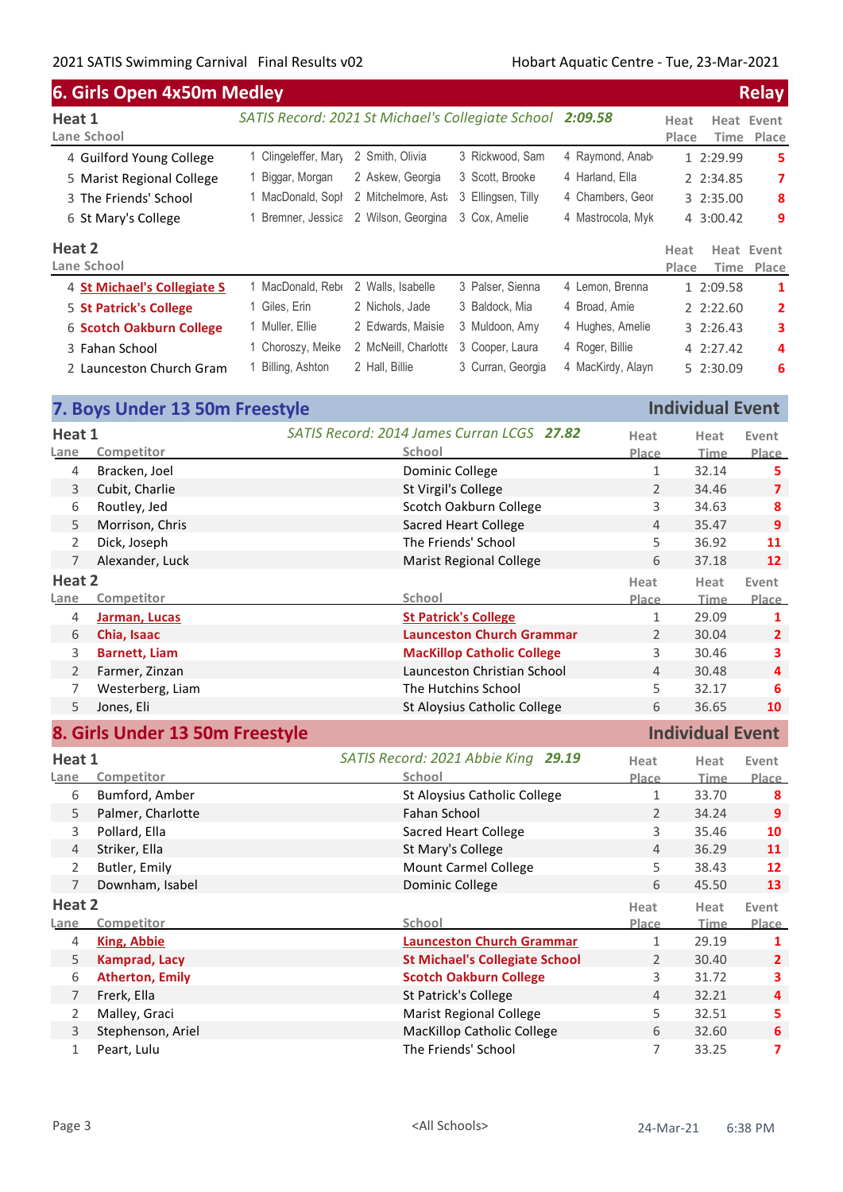## 6. Girls Open 4x50m Medley — Relay

### Heat 1

*SATIS Record: 2021 St Michael's Collegiate School* ***2:09.58***

| Lane | School | Swimmer 1 | Swimmer 2 | Swimmer 3 | Swimmer 4 | Heat Place | Heat Time | Event Place |
|---|---|---|---|---|---|---|---|---|
| 4 | Guilford Young College | 1 Clingeleffer, Mary | 2 Smith, Olivia | 3 Rickwood, Sam | 4 Raymond, Anab | 1 | 2:29.99 | 5 |
| 5 | Marist Regional College | 1 Biggar, Morgan | 2 Askew, Georgia | 3 Scott, Brooke | 4 Harland, Ella | 2 | 2:34.85 | 7 |
| 3 | The Friends' School | 1 MacDonald, Sopl | 2 Mitchelmore, Ast | 3 Ellingsen, Tilly | 4 Chambers, Geor | 3 | 2:35.00 | 8 |
| 6 | St Mary's College | 1 Bremner, Jessica | 2 Wilson, Georgina | 3 Cox, Amelie | 4 Mastrocola, Myk | 4 | 3:00.42 | 9 |

### Heat 2

| Lane | School | Swimmer 1 | Swimmer 2 | Swimmer 3 | Swimmer 4 | Heat Place | Heat Time | Event Place |
|---|---|---|---|---|---|---|---|---|
| 4 | **St Michael's Collegiate S** | 1 MacDonald, Rebe | 2 Walls, Isabelle | 3 Palser, Sienna | 4 Lemon, Brenna | 1 | 2:09.58 | 1 |
| 5 | **St Patrick's College** | 1 Giles, Erin | 2 Nichols, Jade | 3 Baldock, Mia | 4 Broad, Amie | 2 | 2:22.60 | 2 |
| 6 | **Scotch Oakburn College** | 1 Muller, Ellie | 2 Edwards, Maisie | 3 Muldoon, Amy | 4 Hughes, Amelie | 3 | 2:26.43 | 3 |
| 3 | Fahan School | 1 Choroszy, Meike | 2 McNeill, Charlotte | 3 Cooper, Laura | 4 Roger, Billie | 4 | 2:27.42 | 4 |
| 2 | Launceston Church Gram | 1 Billing, Ashton | 2 Hall, Billie | 3 Curran, Georgia | 4 MacKirdy, Alayn | 5 | 2:30.09 | 6 |

## 7. Boys Under 13 50m Freestyle — Individual Event

### Heat 1

*SATIS Record: 2014 James Curran LCGS* ***27.82***

| Lane | Competitor | School | Heat Place | Heat Time | Event Place |
|---|---|---|---|---|---|
| 4 | Bracken, Joel | Dominic College | 1 | 32.14 | 5 |
| 3 | Cubit, Charlie | St Virgil's College | 2 | 34.46 | 7 |
| 6 | Routley, Jed | Scotch Oakburn College | 3 | 34.63 | 8 |
| 5 | Morrison, Chris | Sacred Heart College | 4 | 35.47 | 9 |
| 2 | Dick, Joseph | The Friends' School | 5 | 36.92 | 11 |
| 7 | Alexander, Luck | Marist Regional College | 6 | 37.18 | 12 |

### Heat 2

| Lane | Competitor | School | Heat Place | Heat Time | Event Place |
|---|---|---|---|---|---|
| 4 | **Jarman, Lucas** | **St Patrick's College** | 1 | 29.09 | 1 |
| 6 | **Chia, Isaac** | **Launceston Church Grammar** | 2 | 30.04 | 2 |
| 3 | **Barnett, Liam** | **MacKillop Catholic College** | 3 | 30.46 | 3 |
| 2 | Farmer, Zinzan | Launceston Christian School | 4 | 30.48 | 4 |
| 7 | Westerberg, Liam | The Hutchins School | 5 | 32.17 | 6 |
| 5 | Jones, Eli | St Aloysius Catholic College | 6 | 36.65 | 10 |

## 8. Girls Under 13 50m Freestyle — Individual Event

### Heat 1

*SATIS Record: 2021 Abbie King* ***29.19***

| Lane | Competitor | School | Heat Place | Heat Time | Event Place |
|---|---|---|---|---|---|
| 6 | Bumford, Amber | St Aloysius Catholic College | 1 | 33.70 | 8 |
| 5 | Palmer, Charlotte | Fahan School | 2 | 34.24 | 9 |
| 3 | Pollard, Ella | Sacred Heart College | 3 | 35.46 | 10 |
| 4 | Striker, Ella | St Mary's College | 4 | 36.29 | 11 |
| 2 | Butler, Emily | Mount Carmel College | 5 | 38.43 | 12 |
| 7 | Downham, Isabel | Dominic College | 6 | 45.50 | 13 |

### Heat 2

| Lane | Competitor | School | Heat Place | Heat Time | Event Place |
|---|---|---|---|---|---|
| 4 | **King, Abbie** | **Launceston Church Grammar** | 1 | 29.19 | 1 |
| 5 | **Kamprad, Lacy** | **St Michael's Collegiate School** | 2 | 30.40 | 2 |
| 6 | **Atherton, Emily** | **Scotch Oakburn College** | 3 | 31.72 | 3 |
| 7 | Frerk, Ella | St Patrick's College | 4 | 32.21 | 4 |
| 2 | Malley, Graci | Marist Regional College | 5 | 32.51 | 5 |
| 3 | Stephenson, Ariel | MacKillop Catholic College | 6 | 32.60 | 6 |
| 1 | Peart, Lulu | The Friends' School | 7 | 33.25 | 7 |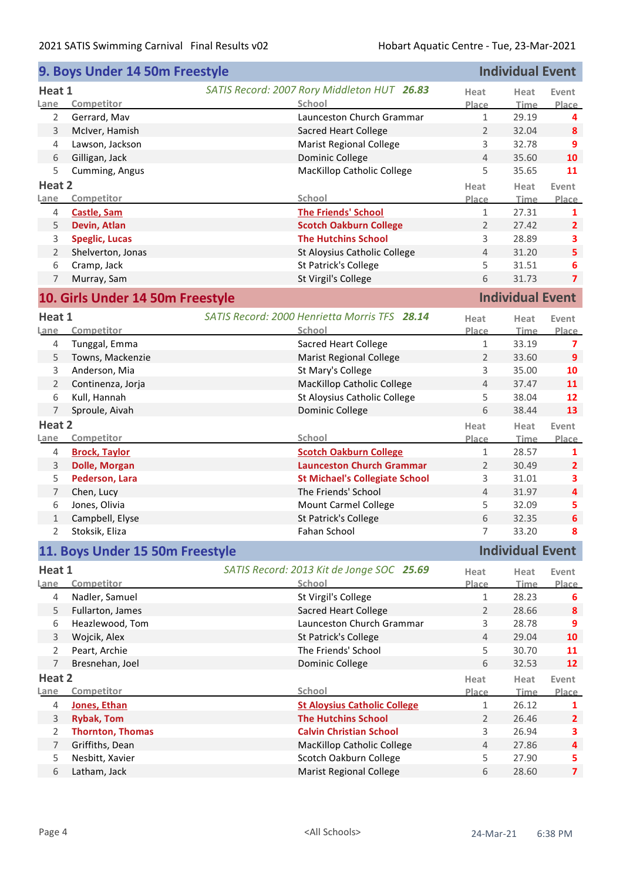## 9. Boys Under 14 50m Freestyle — Individual Event

### Heat 1

*SATIS Record: 2007 Rory Middleton HUT* ***26.83***

| Lane | Competitor | School | Heat Place | Heat Time | Event Place |
|---|---|---|---|---|---|
| 2 | Gerrard, Mav | Launceston Church Grammar | 1 | 29.19 | 4 |
| 3 | McIver, Hamish | Sacred Heart College | 2 | 32.04 | 8 |
| 4 | Lawson, Jackson | Marist Regional College | 3 | 32.78 | 9 |
| 6 | Gilligan, Jack | Dominic College | 4 | 35.60 | 10 |
| 5 | Cumming, Angus | MacKillop Catholic College | 5 | 35.65 | 11 |

### Heat 2

| Lane | Competitor | School | Heat Place | Heat Time | Event Place |
|---|---|---|---|---|---|
| 4 | **Castle, Sam** | **The Friends' School** | 1 | 27.31 | 1 |
| 5 | **Devin, Atlan** | **Scotch Oakburn College** | 2 | 27.42 | 2 |
| 3 | **Speglic, Lucas** | **The Hutchins School** | 3 | 28.89 | 3 |
| 2 | Shelverton, Jonas | St Aloysius Catholic College | 4 | 31.20 | 5 |
| 6 | Cramp, Jack | St Patrick's College | 5 | 31.51 | 6 |
| 7 | Murray, Sam | St Virgil's College | 6 | 31.73 | 7 |

## 10. Girls Under 14 50m Freestyle — Individual Event

### Heat 1

*SATIS Record: 2000 Henrietta Morris TFS* ***28.14***

| Lane | Competitor | School | Heat Place | Heat Time | Event Place |
|---|---|---|---|---|---|
| 4 | Tunggal, Emma | Sacred Heart College | 1 | 33.19 | 7 |
| 5 | Towns, Mackenzie | Marist Regional College | 2 | 33.60 | 9 |
| 3 | Anderson, Mia | St Mary's College | 3 | 35.00 | 10 |
| 2 | Continenza, Jorja | MacKillop Catholic College | 4 | 37.47 | 11 |
| 6 | Kull, Hannah | St Aloysius Catholic College | 5 | 38.04 | 12 |
| 7 | Sproule, Aivah | Dominic College | 6 | 38.44 | 13 |

### Heat 2

| Lane | Competitor | School | Heat Place | Heat Time | Event Place |
|---|---|---|---|---|---|
| 4 | **Brock, Taylor** | **Scotch Oakburn College** | 1 | 28.57 | 1 |
| 3 | **Dolle, Morgan** | **Launceston Church Grammar** | 2 | 30.49 | 2 |
| 5 | **Pederson, Lara** | **St Michael's Collegiate School** | 3 | 31.01 | 3 |
| 7 | Chen, Lucy | The Friends' School | 4 | 31.97 | 4 |
| 6 | Jones, Olivia | Mount Carmel College | 5 | 32.09 | 5 |
| 1 | Campbell, Elyse | St Patrick's College | 6 | 32.35 | 6 |
| 2 | Stoksik, Eliza | Fahan School | 7 | 33.20 | 8 |

## 11. Boys Under 15 50m Freestyle — Individual Event

### Heat 1

*SATIS Record: 2013 Kit de Jonge SOC* ***25.69***

| Lane | Competitor | School | Heat Place | Heat Time | Event Place |
|---|---|---|---|---|---|
| 4 | Nadler, Samuel | St Virgil's College | 1 | 28.23 | 6 |
| 5 | Fullarton, James | Sacred Heart College | 2 | 28.66 | 8 |
| 6 | Heazlewood, Tom | Launceston Church Grammar | 3 | 28.78 | 9 |
| 3 | Wojcik, Alex | St Patrick's College | 4 | 29.04 | 10 |
| 2 | Peart, Archie | The Friends' School | 5 | 30.70 | 11 |
| 7 | Bresnehan, Joel | Dominic College | 6 | 32.53 | 12 |

### Heat 2

| Lane | Competitor | School | Heat Place | Heat Time | Event Place |
|---|---|---|---|---|---|
| 4 | **Jones, Ethan** | **St Aloysius Catholic College** | 1 | 26.12 | 1 |
| 3 | **Rybak, Tom** | **The Hutchins School** | 2 | 26.46 | 2 |
| 2 | **Thornton, Thomas** | **Calvin Christian School** | 3 | 26.94 | 3 |
| 7 | Griffiths, Dean | MacKillop Catholic College | 4 | 27.86 | 4 |
| 5 | Nesbitt, Xavier | Scotch Oakburn College | 5 | 27.90 | 5 |
| 6 | Latham, Jack | Marist Regional College | 6 | 28.60 | 7 |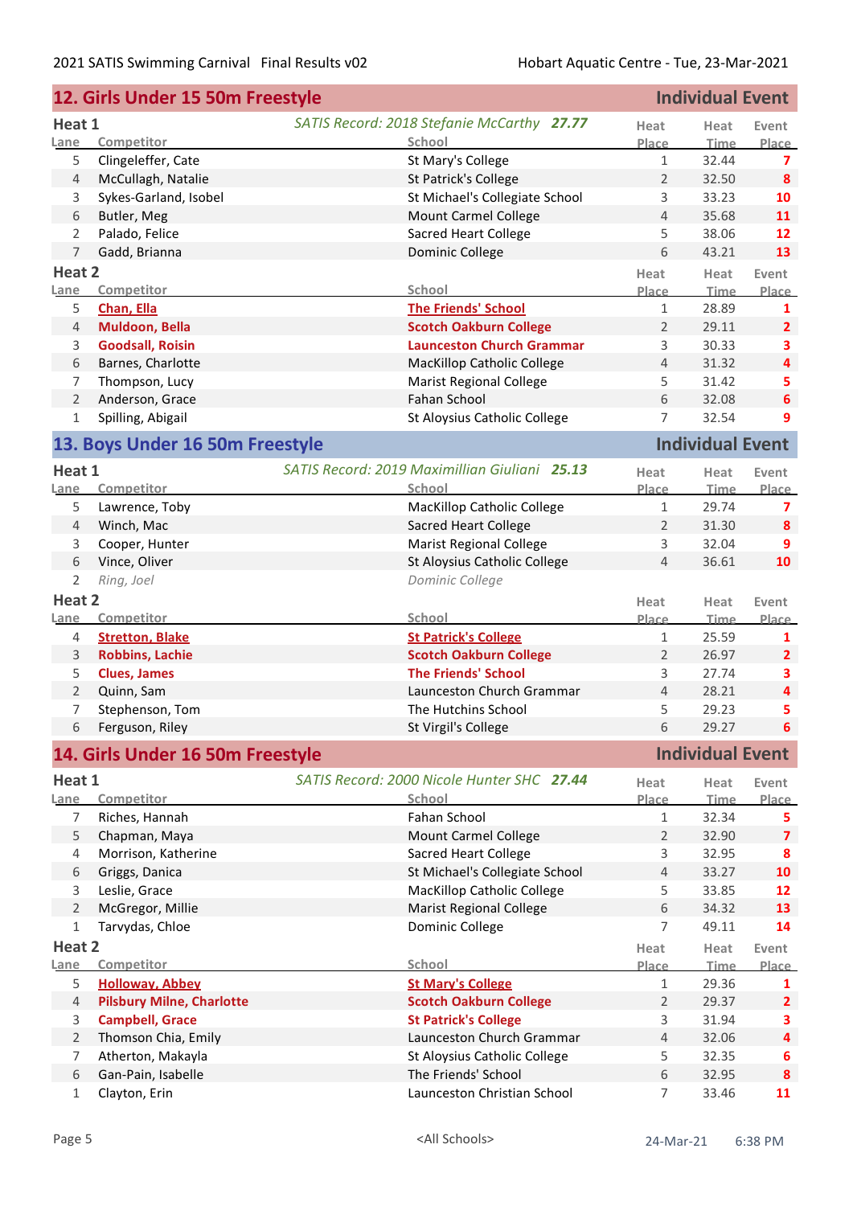## 12. Girls Under 15 50m Freestyle — Individual Event

### Heat 1

*SATIS Record: 2018 Stefanie McCarthy* ***27.77***

| Lane | Competitor | School | Heat Place | Heat Time | Event Place |
|---|---|---|---|---|---|
| 5 | Clingeleffer, Cate | St Mary's College | 1 | 32.44 | 7 |
| 4 | McCullagh, Natalie | St Patrick's College | 2 | 32.50 | 8 |
| 3 | Sykes-Garland, Isobel | St Michael's Collegiate School | 3 | 33.23 | 10 |
| 6 | Butler, Meg | Mount Carmel College | 4 | 35.68 | 11 |
| 2 | Palado, Felice | Sacred Heart College | 5 | 38.06 | 12 |
| 7 | Gadd, Brianna | Dominic College | 6 | 43.21 | 13 |

### Heat 2

| Lane | Competitor | School | Heat Place | Heat Time | Event Place |
|---|---|---|---|---|---|
| 5 | **Chan, Ella** | **The Friends' School** | 1 | 28.89 | 1 |
| 4 | **Muldoon, Bella** | **Scotch Oakburn College** | 2 | 29.11 | 2 |
| 3 | **Goodsall, Roisin** | **Launceston Church Grammar** | 3 | 30.33 | 3 |
| 6 | Barnes, Charlotte | MacKillop Catholic College | 4 | 31.32 | 4 |
| 7 | Thompson, Lucy | Marist Regional College | 5 | 31.42 | 5 |
| 2 | Anderson, Grace | Fahan School | 6 | 32.08 | 6 |
| 1 | Spilling, Abigail | St Aloysius Catholic College | 7 | 32.54 | 9 |

## 13. Boys Under 16 50m Freestyle — Individual Event

### Heat 1

*SATIS Record: 2019 Maximillian Giuliani* ***25.13***

| Lane | Competitor | School | Heat Place | Heat Time | Event Place |
|---|---|---|---|---|---|
| 5 | Lawrence, Toby | MacKillop Catholic College | 1 | 29.74 | 7 |
| 4 | Winch, Mac | Sacred Heart College | 2 | 31.30 | 8 |
| 3 | Cooper, Hunter | Marist Regional College | 3 | 32.04 | 9 |
| 6 | Vince, Oliver | St Aloysius Catholic College | 4 | 36.61 | 10 |
| 2 | *Ring, Joel* | *Dominic College* | | | |

### Heat 2

| Lane | Competitor | School | Heat Place | Heat Time | Event Place |
|---|---|---|---|---|---|
| 4 | **Stretton, Blake** | **St Patrick's College** | 1 | 25.59 | 1 |
| 3 | **Robbins, Lachie** | **Scotch Oakburn College** | 2 | 26.97 | 2 |
| 5 | **Clues, James** | **The Friends' School** | 3 | 27.74 | 3 |
| 2 | Quinn, Sam | Launceston Church Grammar | 4 | 28.21 | 4 |
| 7 | Stephenson, Tom | The Hutchins School | 5 | 29.23 | 5 |
| 6 | Ferguson, Riley | St Virgil's College | 6 | 29.27 | 6 |

## 14. Girls Under 16 50m Freestyle — Individual Event

### Heat 1

*SATIS Record: 2000 Nicole Hunter SHC* ***27.44***

| Lane | Competitor | School | Heat Place | Heat Time | Event Place |
|---|---|---|---|---|---|
| 7 | Riches, Hannah | Fahan School | 1 | 32.34 | 5 |
| 5 | Chapman, Maya | Mount Carmel College | 2 | 32.90 | 7 |
| 4 | Morrison, Katherine | Sacred Heart College | 3 | 32.95 | 8 |
| 6 | Griggs, Danica | St Michael's Collegiate School | 4 | 33.27 | 10 |
| 3 | Leslie, Grace | MacKillop Catholic College | 5 | 33.85 | 12 |
| 2 | McGregor, Millie | Marist Regional College | 6 | 34.32 | 13 |
| 1 | Tarvydas, Chloe | Dominic College | 7 | 49.11 | 14 |

### Heat 2

| Lane | Competitor | School | Heat Place | Heat Time | Event Place |
|---|---|---|---|---|---|
| 5 | **Holloway, Abbey** | **St Mary's College** | 1 | 29.36 | 1 |
| 4 | **Pilsbury Milne, Charlotte** | **Scotch Oakburn College** | 2 | 29.37 | 2 |
| 3 | **Campbell, Grace** | **St Patrick's College** | 3 | 31.94 | 3 |
| 2 | Thomson Chia, Emily | Launceston Church Grammar | 4 | 32.06 | 4 |
| 7 | Atherton, Makayla | St Aloysius Catholic College | 5 | 32.35 | 6 |
| 6 | Gan-Pain, Isabelle | The Friends' School | 6 | 32.95 | 8 |
| 1 | Clayton, Erin | Launceston Christian School | 7 | 33.46 | 11 |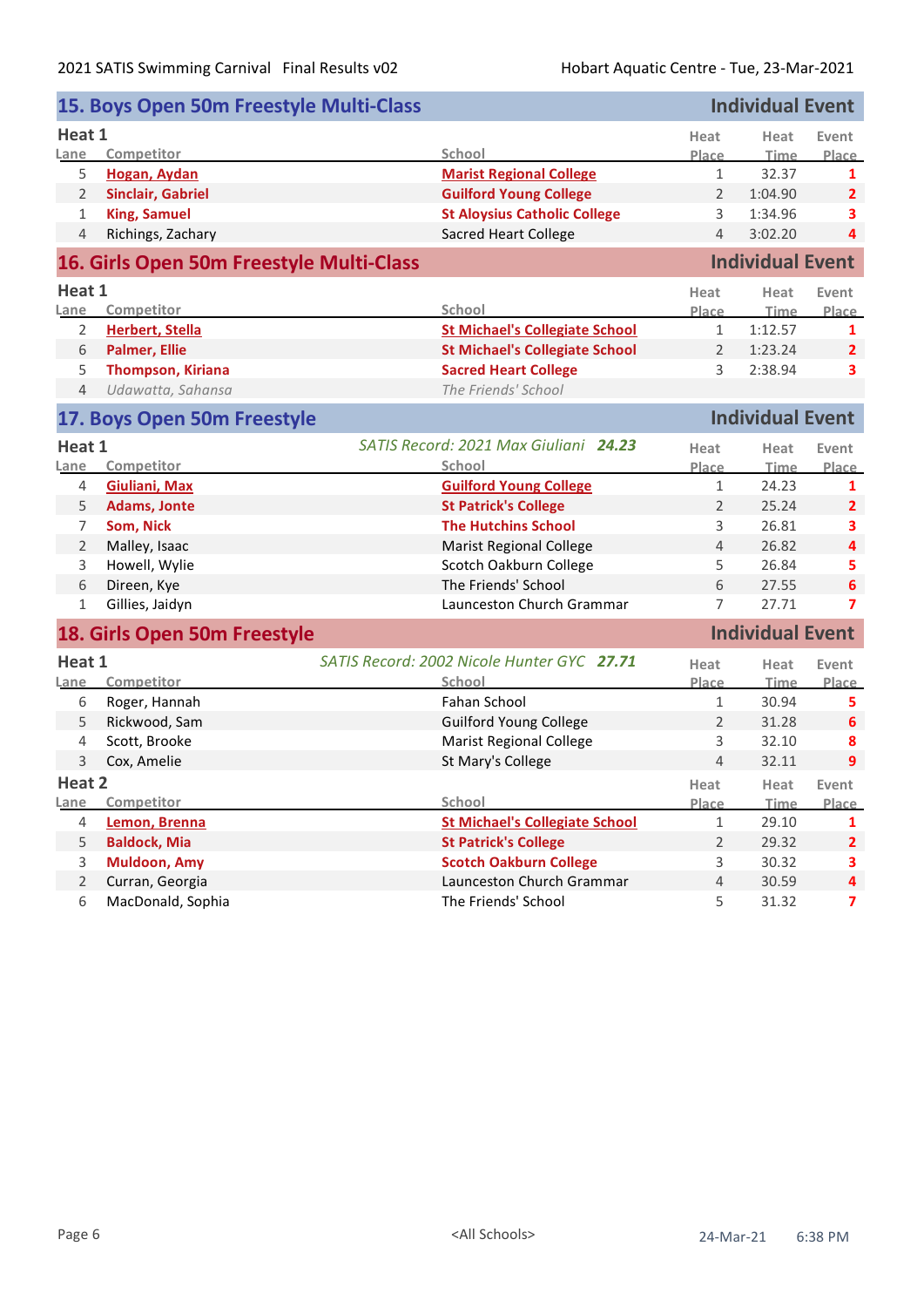## 15. Boys Open 50m Freestyle Multi-Class

**Individual Event**

**Heat 1**

| Lane | Competitor | School | Heat Place | Heat Time | Event Place |
|---|---|---|---|---|---|
| 5 | **Hogan, Aydan** | **Marist Regional College** | 1 | 32.37 | 1 |
| 2 | **Sinclair, Gabriel** | **Guilford Young College** | 2 | 1:04.90 | 2 |
| 1 | **King, Samuel** | **St Aloysius Catholic College** | 3 | 1:34.96 | 3 |
| 4 | Richings, Zachary | Sacred Heart College | 4 | 3:02.20 | 4 |

## 16. Girls Open 50m Freestyle Multi-Class

**Individual Event**

**Heat 1**

| Lane | Competitor | School | Heat Place | Heat Time | Event Place |
|---|---|---|---|---|---|
| 2 | **Herbert, Stella** | **St Michael's Collegiate School** | 1 | 1:12.57 | 1 |
| 6 | **Palmer, Ellie** | **St Michael's Collegiate School** | 2 | 1:23.24 | 2 |
| 5 | **Thompson, Kiriana** | **Sacred Heart College** | 3 | 2:38.94 | 3 |
| 4 | *Udawatta, Sahansa* | *The Friends' School* | | | |

## 17. Boys Open 50m Freestyle

**Individual Event**

**Heat 1** — *SATIS Record: 2021 Max Giuliani* ***24.23***

| Lane | Competitor | School | Heat Place | Heat Time | Event Place |
|---|---|---|---|---|---|
| 4 | **Giuliani, Max** | **Guilford Young College** | 1 | 24.23 | 1 |
| 5 | **Adams, Jonte** | **St Patrick's College** | 2 | 25.24 | 2 |
| 7 | **Som, Nick** | **The Hutchins School** | 3 | 26.81 | 3 |
| 2 | Malley, Isaac | Marist Regional College | 4 | 26.82 | 4 |
| 3 | Howell, Wylie | Scotch Oakburn College | 5 | 26.84 | 5 |
| 6 | Direen, Kye | The Friends' School | 6 | 27.55 | 6 |
| 1 | Gillies, Jaidyn | Launceston Church Grammar | 7 | 27.71 | 7 |

## 18. Girls Open 50m Freestyle

**Individual Event**

**Heat 1** — *SATIS Record: 2002 Nicole Hunter GYC* ***27.71***

| Lane | Competitor | School | Heat Place | Heat Time | Event Place |
|---|---|---|---|---|---|
| 6 | Roger, Hannah | Fahan School | 1 | 30.94 | 5 |
| 5 | Rickwood, Sam | Guilford Young College | 2 | 31.28 | 6 |
| 4 | Scott, Brooke | Marist Regional College | 3 | 32.10 | 8 |
| 3 | Cox, Amelie | St Mary's College | 4 | 32.11 | 9 |

**Heat 2**

| Lane | Competitor | School | Heat Place | Heat Time | Event Place |
|---|---|---|---|---|---|
| 4 | **Lemon, Brenna** | **St Michael's Collegiate School** | 1 | 29.10 | 1 |
| 5 | **Baldock, Mia** | **St Patrick's College** | 2 | 29.32 | 2 |
| 3 | **Muldoon, Amy** | **Scotch Oakburn College** | 3 | 30.32 | 3 |
| 2 | Curran, Georgia | Launceston Church Grammar | 4 | 30.59 | 4 |
| 6 | MacDonald, Sophia | The Friends' School | 5 | 31.32 | 7 |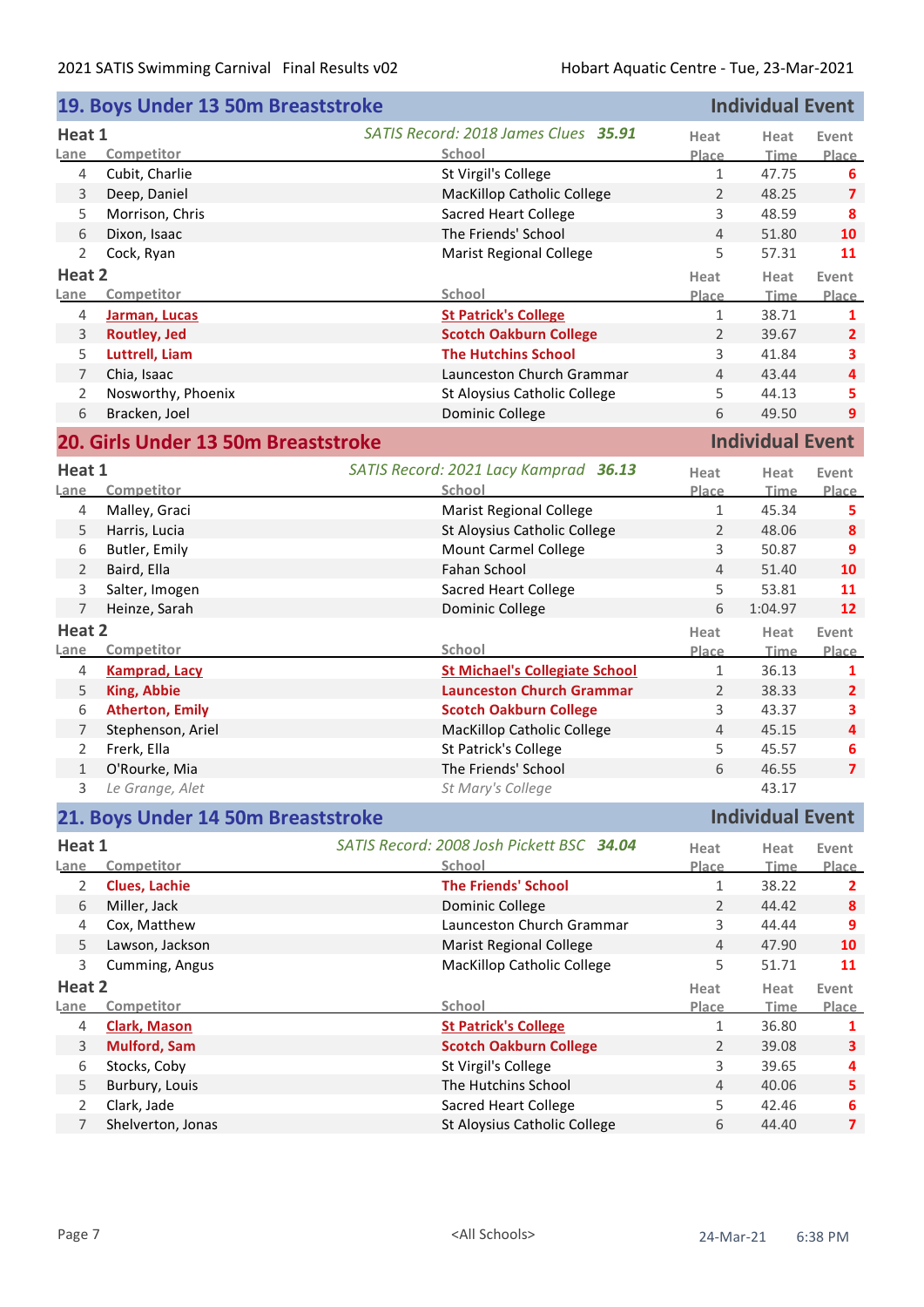## 19. Boys Under 13 50m Breaststroke — Individual Event

### Heat 1

*SATIS Record: 2018 James Clues **35.91***

| Lane | Competitor | School | Heat Place | Heat Time | Event Place |
|---|---|---|---|---|---|
| 4 | Cubit, Charlie | St Virgil's College | 1 | 47.75 | 6 |
| 3 | Deep, Daniel | MacKillop Catholic College | 2 | 48.25 | 7 |
| 5 | Morrison, Chris | Sacred Heart College | 3 | 48.59 | 8 |
| 6 | Dixon, Isaac | The Friends' School | 4 | 51.80 | 10 |
| 2 | Cock, Ryan | Marist Regional College | 5 | 57.31 | 11 |

### Heat 2

| Lane | Competitor | School | Heat Place | Heat Time | Event Place |
|---|---|---|---|---|---|
| 4 | **Jarman, Lucas** | **St Patrick's College** | 1 | 38.71 | 1 |
| 3 | **Routley, Jed** | **Scotch Oakburn College** | 2 | 39.67 | 2 |
| 5 | **Luttrell, Liam** | **The Hutchins School** | 3 | 41.84 | 3 |
| 7 | Chia, Isaac | Launceston Church Grammar | 4 | 43.44 | 4 |
| 2 | Nosworthy, Phoenix | St Aloysius Catholic College | 5 | 44.13 | 5 |
| 6 | Bracken, Joel | Dominic College | 6 | 49.50 | 9 |

## 20. Girls Under 13 50m Breaststroke — Individual Event

### Heat 1

*SATIS Record: 2021 Lacy Kamprad **36.13***

| Lane | Competitor | School | Heat Place | Heat Time | Event Place |
|---|---|---|---|---|---|
| 4 | Malley, Graci | Marist Regional College | 1 | 45.34 | 5 |
| 5 | Harris, Lucia | St Aloysius Catholic College | 2 | 48.06 | 8 |
| 6 | Butler, Emily | Mount Carmel College | 3 | 50.87 | 9 |
| 2 | Baird, Ella | Fahan School | 4 | 51.40 | 10 |
| 3 | Salter, Imogen | Sacred Heart College | 5 | 53.81 | 11 |
| 7 | Heinze, Sarah | Dominic College | 6 | 1:04.97 | 12 |

### Heat 2

| Lane | Competitor | School | Heat Place | Heat Time | Event Place |
|---|---|---|---|---|---|
| 4 | **Kamprad, Lacy** | **St Michael's Collegiate School** | 1 | 36.13 | 1 |
| 5 | **King, Abbie** | **Launceston Church Grammar** | 2 | 38.33 | 2 |
| 6 | **Atherton, Emily** | **Scotch Oakburn College** | 3 | 43.37 | 3 |
| 7 | Stephenson, Ariel | MacKillop Catholic College | 4 | 45.15 | 4 |
| 2 | Frerk, Ella | St Patrick's College | 5 | 45.57 | 6 |
| 1 | O'Rourke, Mia | The Friends' School | 6 | 46.55 | 7 |
| 3 | *Le Grange, Alet* | *St Mary's College* | | 43.17 | |

## 21. Boys Under 14 50m Breaststroke — Individual Event

### Heat 1

*SATIS Record: 2008 Josh Pickett BSC **34.04***

| Lane | Competitor | School | Heat Place | Heat Time | Event Place |
|---|---|---|---|---|---|
| 2 | **Clues, Lachie** | **The Friends' School** | 1 | 38.22 | 2 |
| 6 | Miller, Jack | Dominic College | 2 | 44.42 | 8 |
| 4 | Cox, Matthew | Launceston Church Grammar | 3 | 44.44 | 9 |
| 5 | Lawson, Jackson | Marist Regional College | 4 | 47.90 | 10 |
| 3 | Cumming, Angus | MacKillop Catholic College | 5 | 51.71 | 11 |

### Heat 2

| Lane | Competitor | School | Heat Place | Heat Time | Event Place |
|---|---|---|---|---|---|
| 4 | **Clark, Mason** | **St Patrick's College** | 1 | 36.80 | 1 |
| 3 | **Mulford, Sam** | **Scotch Oakburn College** | 2 | 39.08 | 3 |
| 6 | Stocks, Coby | St Virgil's College | 3 | 39.65 | 4 |
| 5 | Burbury, Louis | The Hutchins School | 4 | 40.06 | 5 |
| 2 | Clark, Jade | Sacred Heart College | 5 | 42.46 | 6 |
| 7 | Shelverton, Jonas | St Aloysius Catholic College | 6 | 44.40 | 7 |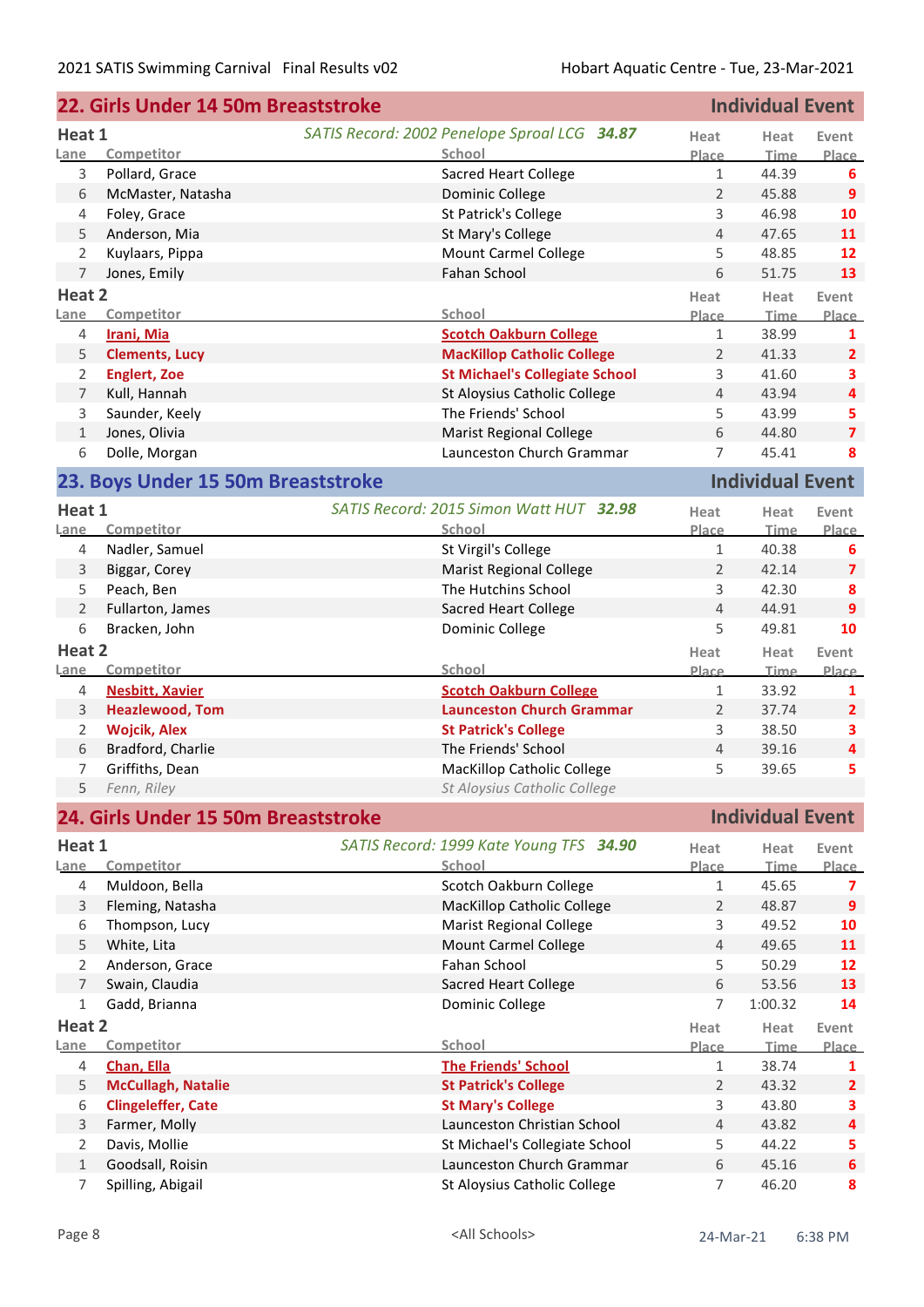## 22. Girls Under 14 50m Breaststroke — Individual Event

### Heat 1

*SATIS Record: 2002 Penelope Sproal LCG* ***34.87***

| Lane | Competitor | School | Heat Place | Heat Time | Event Place |
|---|---|---|---|---|---|
| 3 | Pollard, Grace | Sacred Heart College | 1 | 44.39 | 6 |
| 6 | McMaster, Natasha | Dominic College | 2 | 45.88 | 9 |
| 4 | Foley, Grace | St Patrick's College | 3 | 46.98 | 10 |
| 5 | Anderson, Mia | St Mary's College | 4 | 47.65 | 11 |
| 2 | Kuylaars, Pippa | Mount Carmel College | 5 | 48.85 | 12 |
| 7 | Jones, Emily | Fahan School | 6 | 51.75 | 13 |

### Heat 2

| Lane | Competitor | School | Heat Place | Heat Time | Event Place |
|---|---|---|---|---|---|
| 4 | **Irani, Mia** | **Scotch Oakburn College** | 1 | 38.99 | 1 |
| 5 | **Clements, Lucy** | **MacKillop Catholic College** | 2 | 41.33 | 2 |
| 2 | **Englert, Zoe** | **St Michael's Collegiate School** | 3 | 41.60 | 3 |
| 7 | Kull, Hannah | St Aloysius Catholic College | 4 | 43.94 | 4 |
| 3 | Saunder, Keely | The Friends' School | 5 | 43.99 | 5 |
| 1 | Jones, Olivia | Marist Regional College | 6 | 44.80 | 7 |
| 6 | Dolle, Morgan | Launceston Church Grammar | 7 | 45.41 | 8 |

## 23. Boys Under 15 50m Breaststroke — Individual Event

### Heat 1

*SATIS Record: 2015 Simon Watt HUT* ***32.98***

| Lane | Competitor | School | Heat Place | Heat Time | Event Place |
|---|---|---|---|---|---|
| 4 | Nadler, Samuel | St Virgil's College | 1 | 40.38 | 6 |
| 3 | Biggar, Corey | Marist Regional College | 2 | 42.14 | 7 |
| 5 | Peach, Ben | The Hutchins School | 3 | 42.30 | 8 |
| 2 | Fullarton, James | Sacred Heart College | 4 | 44.91 | 9 |
| 6 | Bracken, John | Dominic College | 5 | 49.81 | 10 |

### Heat 2

| Lane | Competitor | School | Heat Place | Heat Time | Event Place |
|---|---|---|---|---|---|
| 4 | **Nesbitt, Xavier** | **Scotch Oakburn College** | 1 | 33.92 | 1 |
| 3 | **Heazlewood, Tom** | **Launceston Church Grammar** | 2 | 37.74 | 2 |
| 2 | **Wojcik, Alex** | **St Patrick's College** | 3 | 38.50 | 3 |
| 6 | Bradford, Charlie | The Friends' School | 4 | 39.16 | 4 |
| 7 | Griffiths, Dean | MacKillop Catholic College | 5 | 39.65 | 5 |
| 5 | *Fenn, Riley* | *St Aloysius Catholic College* | | | |

## 24. Girls Under 15 50m Breaststroke — Individual Event

### Heat 1

*SATIS Record: 1999 Kate Young TFS* ***34.90***

| Lane | Competitor | School | Heat Place | Heat Time | Event Place |
|---|---|---|---|---|---|
| 4 | Muldoon, Bella | Scotch Oakburn College | 1 | 45.65 | 7 |
| 3 | Fleming, Natasha | MacKillop Catholic College | 2 | 48.87 | 9 |
| 6 | Thompson, Lucy | Marist Regional College | 3 | 49.52 | 10 |
| 5 | White, Lita | Mount Carmel College | 4 | 49.65 | 11 |
| 2 | Anderson, Grace | Fahan School | 5 | 50.29 | 12 |
| 7 | Swain, Claudia | Sacred Heart College | 6 | 53.56 | 13 |
| 1 | Gadd, Brianna | Dominic College | 7 | 1:00.32 | 14 |

### Heat 2

| Lane | Competitor | School | Heat Place | Heat Time | Event Place |
|---|---|---|---|---|---|
| 4 | **Chan, Ella** | **The Friends' School** | 1 | 38.74 | 1 |
| 5 | **McCullagh, Natalie** | **St Patrick's College** | 2 | 43.32 | 2 |
| 6 | **Clingeleffer, Cate** | **St Mary's College** | 3 | 43.80 | 3 |
| 3 | Farmer, Molly | Launceston Christian School | 4 | 43.82 | 4 |
| 2 | Davis, Mollie | St Michael's Collegiate School | 5 | 44.22 | 5 |
| 1 | Goodsall, Roisin | Launceston Church Grammar | 6 | 45.16 | 6 |
| 7 | Spilling, Abigail | St Aloysius Catholic College | 7 | 46.20 | 8 |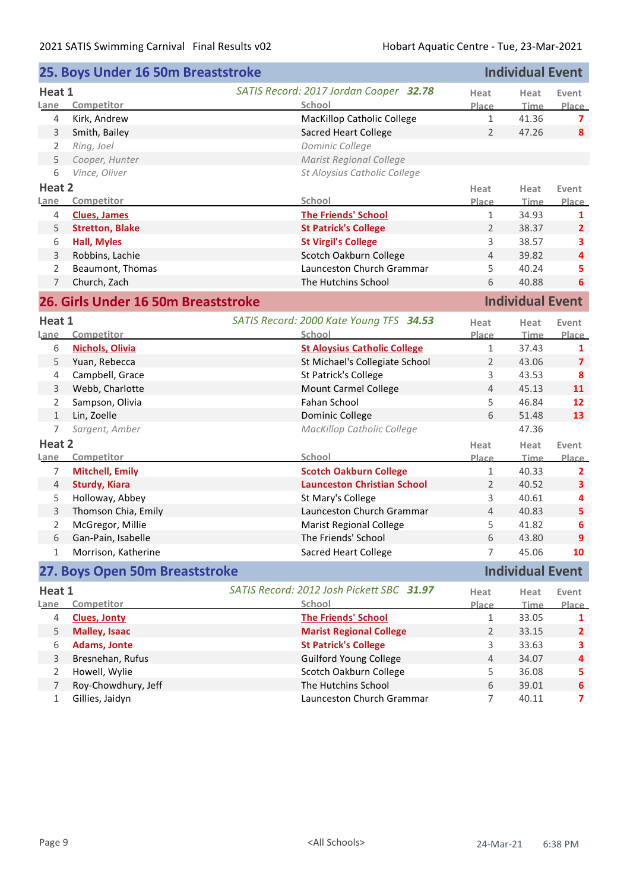## 25. Boys Under 16 50m Breaststroke — Individual Event

### Heat 1

*SATIS Record: 2017 Jordan Cooper* ***32.78***

| Lane | Competitor | School | Heat Place | Heat Time | Event Place |
|---|---|---|---|---|---|
| 4 | Kirk, Andrew | MacKillop Catholic College | 1 | 41.36 | 7 |
| 3 | Smith, Bailey | Sacred Heart College | 2 | 47.26 | 8 |
| 2 | *Ring, Joel* | *Dominic College* | | | |
| 5 | *Cooper, Hunter* | *Marist Regional College* | | | |
| 6 | *Vince, Oliver* | *St Aloysius Catholic College* | | | |

### Heat 2

| Lane | Competitor | School | Heat Place | Heat Time | Event Place |
|---|---|---|---|---|---|
| 4 | **Clues, James** | **The Friends' School** | 1 | 34.93 | 1 |
| 5 | **Stretton, Blake** | **St Patrick's College** | 2 | 38.37 | 2 |
| 6 | **Hall, Myles** | **St Virgil's College** | 3 | 38.57 | 3 |
| 3 | Robbins, Lachie | Scotch Oakburn College | 4 | 39.82 | 4 |
| 2 | Beaumont, Thomas | Launceston Church Grammar | 5 | 40.24 | 5 |
| 7 | Church, Zach | The Hutchins School | 6 | 40.88 | 6 |

## 26. Girls Under 16 50m Breaststroke — Individual Event

### Heat 1

*SATIS Record: 2000 Kate Young TFS* ***34.53***

| Lane | Competitor | School | Heat Place | Heat Time | Event Place |
|---|---|---|---|---|---|
| 6 | **Nichols, Olivia** | **St Aloysius Catholic College** | 1 | 37.43 | 1 |
| 5 | Yuan, Rebecca | St Michael's Collegiate School | 2 | 43.06 | 7 |
| 4 | Campbell, Grace | St Patrick's College | 3 | 43.53 | 8 |
| 3 | Webb, Charlotte | Mount Carmel College | 4 | 45.13 | 11 |
| 2 | Sampson, Olivia | Fahan School | 5 | 46.84 | 12 |
| 1 | Lin, Zoelle | Dominic College | 6 | 51.48 | 13 |
| 7 | *Sargent, Amber* | *MacKillop Catholic College* | | 47.36 | |

### Heat 2

| Lane | Competitor | School | Heat Place | Heat Time | Event Place |
|---|---|---|---|---|---|
| 7 | **Mitchell, Emily** | **Scotch Oakburn College** | 1 | 40.33 | 2 |
| 4 | **Sturdy, Kiara** | **Launceston Christian School** | 2 | 40.52 | 3 |
| 5 | Holloway, Abbey | St Mary's College | 3 | 40.61 | 4 |
| 3 | Thomson Chia, Emily | Launceston Church Grammar | 4 | 40.83 | 5 |
| 2 | McGregor, Millie | Marist Regional College | 5 | 41.82 | 6 |
| 6 | Gan-Pain, Isabelle | The Friends' School | 6 | 43.80 | 9 |
| 1 | Morrison, Katherine | Sacred Heart College | 7 | 45.06 | 10 |

## 27. Boys Open 50m Breaststroke — Individual Event

### Heat 1

*SATIS Record: 2012 Josh Pickett SBC* ***31.97***

| Lane | Competitor | School | Heat Place | Heat Time | Event Place |
|---|---|---|---|---|---|
| 4 | **Clues, Jonty** | **The Friends' School** | 1 | 33.05 | 1 |
| 5 | **Malley, Isaac** | **Marist Regional College** | 2 | 33.15 | 2 |
| 6 | **Adams, Jonte** | **St Patrick's College** | 3 | 33.63 | 3 |
| 3 | Bresnehan, Rufus | Guilford Young College | 4 | 34.07 | 4 |
| 2 | Howell, Wylie | Scotch Oakburn College | 5 | 36.08 | 5 |
| 7 | Roy-Chowdhury, Jeff | The Hutchins School | 6 | 39.01 | 6 |
| 1 | Gillies, Jaidyn | Launceston Church Grammar | 7 | 40.11 | 7 |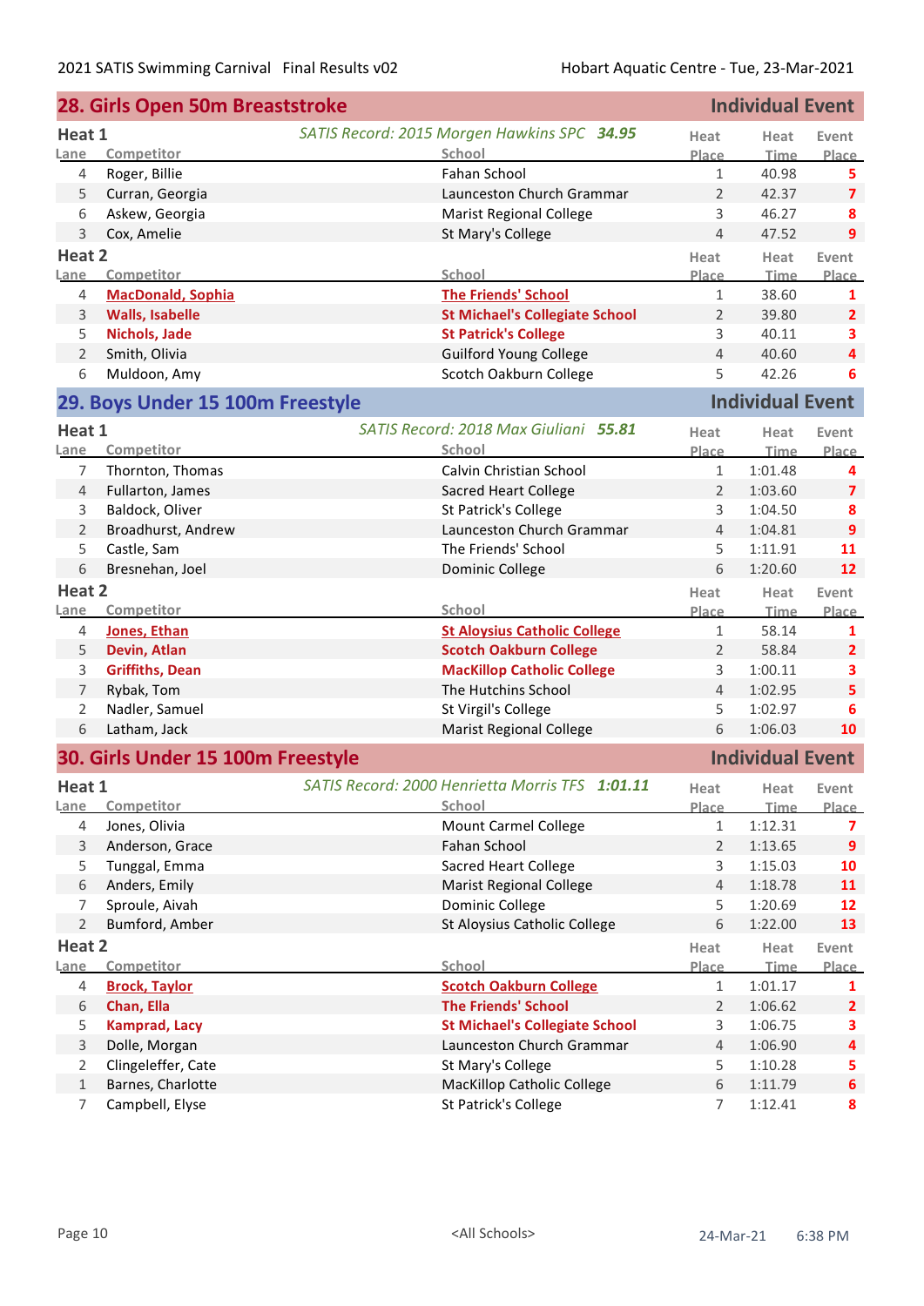## 28. Girls Open 50m Breaststroke — Individual Event

### Heat 1

*SATIS Record: 2015 Morgen Hawkins SPC* ***34.95***

| Lane | Competitor | School | Heat Place | Heat Time | Event Place |
|---|---|---|---|---|---|
| 4 | Roger, Billie | Fahan School | 1 | 40.98 | 5 |
| 5 | Curran, Georgia | Launceston Church Grammar | 2 | 42.37 | 7 |
| 6 | Askew, Georgia | Marist Regional College | 3 | 46.27 | 8 |
| 3 | Cox, Amelie | St Mary's College | 4 | 47.52 | 9 |

### Heat 2

| Lane | Competitor | School | Heat Place | Heat Time | Event Place |
|---|---|---|---|---|---|
| 4 | **MacDonald, Sophia** | **The Friends' School** | 1 | 38.60 | 1 |
| 3 | **Walls, Isabelle** | **St Michael's Collegiate School** | 2 | 39.80 | 2 |
| 5 | **Nichols, Jade** | **St Patrick's College** | 3 | 40.11 | 3 |
| 2 | Smith, Olivia | Guilford Young College | 4 | 40.60 | 4 |
| 6 | Muldoon, Amy | Scotch Oakburn College | 5 | 42.26 | 6 |

## 29. Boys Under 15 100m Freestyle — Individual Event

### Heat 1

*SATIS Record: 2018 Max Giuliani* ***55.81***

| Lane | Competitor | School | Heat Place | Heat Time | Event Place |
|---|---|---|---|---|---|
| 7 | Thornton, Thomas | Calvin Christian School | 1 | 1:01.48 | 4 |
| 4 | Fullarton, James | Sacred Heart College | 2 | 1:03.60 | 7 |
| 3 | Baldock, Oliver | St Patrick's College | 3 | 1:04.50 | 8 |
| 2 | Broadhurst, Andrew | Launceston Church Grammar | 4 | 1:04.81 | 9 |
| 5 | Castle, Sam | The Friends' School | 5 | 1:11.91 | 11 |
| 6 | Bresnehan, Joel | Dominic College | 6 | 1:20.60 | 12 |

### Heat 2

| Lane | Competitor | School | Heat Place | Heat Time | Event Place |
|---|---|---|---|---|---|
| 4 | **Jones, Ethan** | **St Aloysius Catholic College** | 1 | 58.14 | 1 |
| 5 | **Devin, Atlan** | **Scotch Oakburn College** | 2 | 58.84 | 2 |
| 3 | **Griffiths, Dean** | **MacKillop Catholic College** | 3 | 1:00.11 | 3 |
| 7 | Rybak, Tom | The Hutchins School | 4 | 1:02.95 | 5 |
| 2 | Nadler, Samuel | St Virgil's College | 5 | 1:02.97 | 6 |
| 6 | Latham, Jack | Marist Regional College | 6 | 1:06.03 | 10 |

## 30. Girls Under 15 100m Freestyle — Individual Event

### Heat 1

*SATIS Record: 2000 Henrietta Morris TFS* ***1:01.11***

| Lane | Competitor | School | Heat Place | Heat Time | Event Place |
|---|---|---|---|---|---|
| 4 | Jones, Olivia | Mount Carmel College | 1 | 1:12.31 | 7 |
| 3 | Anderson, Grace | Fahan School | 2 | 1:13.65 | 9 |
| 5 | Tunggal, Emma | Sacred Heart College | 3 | 1:15.03 | 10 |
| 6 | Anders, Emily | Marist Regional College | 4 | 1:18.78 | 11 |
| 7 | Sproule, Aivah | Dominic College | 5 | 1:20.69 | 12 |
| 2 | Bumford, Amber | St Aloysius Catholic College | 6 | 1:22.00 | 13 |

### Heat 2

| Lane | Competitor | School | Heat Place | Heat Time | Event Place |
|---|---|---|---|---|---|
| 4 | **Brock, Taylor** | **Scotch Oakburn College** | 1 | 1:01.17 | 1 |
| 6 | **Chan, Ella** | **The Friends' School** | 2 | 1:06.62 | 2 |
| 5 | **Kamprad, Lacy** | **St Michael's Collegiate School** | 3 | 1:06.75 | 3 |
| 3 | Dolle, Morgan | Launceston Church Grammar | 4 | 1:06.90 | 4 |
| 2 | Clingeleffer, Cate | St Mary's College | 5 | 1:10.28 | 5 |
| 1 | Barnes, Charlotte | MacKillop Catholic College | 6 | 1:11.79 | 6 |
| 7 | Campbell, Elyse | St Patrick's College | 7 | 1:12.41 | 8 |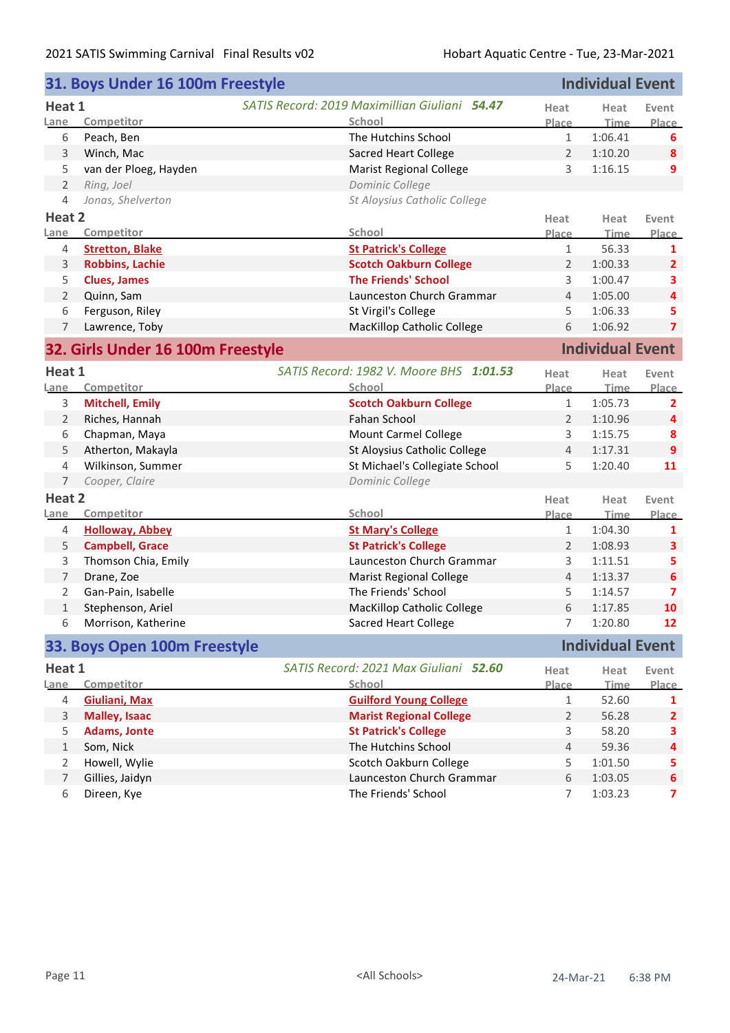## 31. Boys Under 16 100m Freestyle — Individual Event

### Heat 1

*SATIS Record: 2019 Maximillian Giuliani* **54.47**

| Lane | Competitor | School | Heat Place | Heat Time | Event Place |
|---|---|---|---|---|---|
| 6 | Peach, Ben | The Hutchins School | 1 | 1:06.41 | 6 |
| 3 | Winch, Mac | Sacred Heart College | 2 | 1:10.20 | 8 |
| 5 | van der Ploeg, Hayden | Marist Regional College | 3 | 1:16.15 | 9 |
| 2 | *Ring, Joel* | *Dominic College* | | | |
| 4 | *Jonas, Shelverton* | *St Aloysius Catholic College* | | | |

### Heat 2

| Lane | Competitor | School | Heat Place | Heat Time | Event Place |
|---|---|---|---|---|---|
| 4 | **Stretton, Blake** | **St Patrick's College** | 1 | 56.33 | 1 |
| 3 | **Robbins, Lachie** | **Scotch Oakburn College** | 2 | 1:00.33 | 2 |
| 5 | **Clues, James** | **The Friends' School** | 3 | 1:00.47 | 3 |
| 2 | Quinn, Sam | Launceston Church Grammar | 4 | 1:05.00 | 4 |
| 6 | Ferguson, Riley | St Virgil's College | 5 | 1:06.33 | 5 |
| 7 | Lawrence, Toby | MacKillop Catholic College | 6 | 1:06.92 | 7 |

## 32. Girls Under 16 100m Freestyle — Individual Event

### Heat 1

*SATIS Record: 1982 V. Moore BHS* **1:01.53**

| Lane | Competitor | School | Heat Place | Heat Time | Event Place |
|---|---|---|---|---|---|
| 3 | **Mitchell, Emily** | **Scotch Oakburn College** | 1 | 1:05.73 | 2 |
| 2 | Riches, Hannah | Fahan School | 2 | 1:10.96 | 4 |
| 6 | Chapman, Maya | Mount Carmel College | 3 | 1:15.75 | 8 |
| 5 | Atherton, Makayla | St Aloysius Catholic College | 4 | 1:17.31 | 9 |
| 4 | Wilkinson, Summer | St Michael's Collegiate School | 5 | 1:20.40 | 11 |
| 7 | *Cooper, Claire* | *Dominic College* | | | |

### Heat 2

| Lane | Competitor | School | Heat Place | Heat Time | Event Place |
|---|---|---|---|---|---|
| 4 | **Holloway, Abbey** | **St Mary's College** | 1 | 1:04.30 | 1 |
| 5 | **Campbell, Grace** | **St Patrick's College** | 2 | 1:08.93 | 3 |
| 3 | Thomson Chia, Emily | Launceston Church Grammar | 3 | 1:11.51 | 5 |
| 7 | Drane, Zoe | Marist Regional College | 4 | 1:13.37 | 6 |
| 2 | Gan-Pain, Isabelle | The Friends' School | 5 | 1:14.57 | 7 |
| 1 | Stephenson, Ariel | MacKillop Catholic College | 6 | 1:17.85 | 10 |
| 6 | Morrison, Katherine | Sacred Heart College | 7 | 1:20.80 | 12 |

## 33. Boys Open 100m Freestyle — Individual Event

### Heat 1

*SATIS Record: 2021 Max Giuliani* **52.60**

| Lane | Competitor | School | Heat Place | Heat Time | Event Place |
|---|---|---|---|---|---|
| 4 | **Giuliani, Max** | **Guilford Young College** | 1 | 52.60 | 1 |
| 3 | **Malley, Isaac** | **Marist Regional College** | 2 | 56.28 | 2 |
| 5 | **Adams, Jonte** | **St Patrick's College** | 3 | 58.20 | 3 |
| 1 | Som, Nick | The Hutchins School | 4 | 59.36 | 4 |
| 2 | Howell, Wylie | Scotch Oakburn College | 5 | 1:01.50 | 5 |
| 7 | Gillies, Jaidyn | Launceston Church Grammar | 6 | 1:03.05 | 6 |
| 6 | Direen, Kye | The Friends' School | 7 | 1:03.23 | 7 |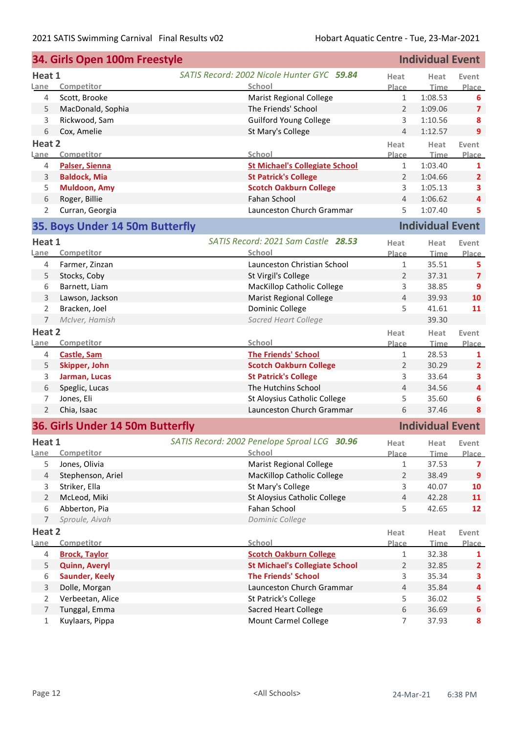## 34. Girls Open 100m Freestyle — Individual Event

### Heat 1

*SATIS Record: 2002 Nicole Hunter GYC **59.84***

| Lane | Competitor | School | Heat Place | Heat Time | Event Place |
|---|---|---|---|---|---|
| 4 | Scott, Brooke | Marist Regional College | 1 | 1:08.53 | 6 |
| 5 | MacDonald, Sophia | The Friends' School | 2 | 1:09.06 | 7 |
| 3 | Rickwood, Sam | Guilford Young College | 3 | 1:10.56 | 8 |
| 6 | Cox, Amelie | St Mary's College | 4 | 1:12.57 | 9 |

### Heat 2

| Lane | Competitor | School | Heat Place | Heat Time | Event Place |
|---|---|---|---|---|---|
| 4 | **Palser, Sienna** | **St Michael's Collegiate School** | 1 | 1:03.40 | 1 |
| 3 | **Baldock, Mia** | **St Patrick's College** | 2 | 1:04.66 | 2 |
| 5 | **Muldoon, Amy** | **Scotch Oakburn College** | 3 | 1:05.13 | 3 |
| 6 | Roger, Billie | Fahan School | 4 | 1:06.62 | 4 |
| 2 | Curran, Georgia | Launceston Church Grammar | 5 | 1:07.40 | 5 |

## 35. Boys Under 14 50m Butterfly — Individual Event

### Heat 1

*SATIS Record: 2021 Sam Castle **28.53***

| Lane | Competitor | School | Heat Place | Heat Time | Event Place |
|---|---|---|---|---|---|
| 4 | Farmer, Zinzan | Launceston Christian School | 1 | 35.51 | 5 |
| 5 | Stocks, Coby | St Virgil's College | 2 | 37.31 | 7 |
| 6 | Barnett, Liam | MacKillop Catholic College | 3 | 38.85 | 9 |
| 3 | Lawson, Jackson | Marist Regional College | 4 | 39.93 | 10 |
| 2 | Bracken, Joel | Dominic College | 5 | 41.61 | 11 |
| 7 | *McIver, Hamish* | *Sacred Heart College* | | 39.30 | |

### Heat 2

| Lane | Competitor | School | Heat Place | Heat Time | Event Place |
|---|---|---|---|---|---|
| 4 | **Castle, Sam** | **The Friends' School** | 1 | 28.53 | 1 |
| 5 | **Skipper, John** | **Scotch Oakburn College** | 2 | 30.29 | 2 |
| 3 | **Jarman, Lucas** | **St Patrick's College** | 3 | 33.64 | 3 |
| 6 | Speglic, Lucas | The Hutchins School | 4 | 34.56 | 4 |
| 7 | Jones, Eli | St Aloysius Catholic College | 5 | 35.60 | 6 |
| 2 | Chia, Isaac | Launceston Church Grammar | 6 | 37.46 | 8 |

## 36. Girls Under 14 50m Butterfly — Individual Event

### Heat 1

*SATIS Record: 2002 Penelope Sproal LCG **30.96***

| Lane | Competitor | School | Heat Place | Heat Time | Event Place |
|---|---|---|---|---|---|
| 5 | Jones, Olivia | Marist Regional College | 1 | 37.53 | 7 |
| 4 | Stephenson, Ariel | MacKillop Catholic College | 2 | 38.49 | 9 |
| 3 | Striker, Ella | St Mary's College | 3 | 40.07 | 10 |
| 2 | McLeod, Miki | St Aloysius Catholic College | 4 | 42.28 | 11 |
| 6 | Abberton, Pia | Fahan School | 5 | 42.65 | 12 |
| 7 | *Sproule, Aivah* | *Dominic College* | | | |

### Heat 2

| Lane | Competitor | School | Heat Place | Heat Time | Event Place |
|---|---|---|---|---|---|
| 4 | **Brock, Taylor** | **Scotch Oakburn College** | 1 | 32.38 | 1 |
| 5 | **Quinn, Averyl** | **St Michael's Collegiate School** | 2 | 32.85 | 2 |
| 6 | **Saunder, Keely** | **The Friends' School** | 3 | 35.34 | 3 |
| 3 | Dolle, Morgan | Launceston Church Grammar | 4 | 35.84 | 4 |
| 2 | Verbeetan, Alice | St Patrick's College | 5 | 36.02 | 5 |
| 7 | Tunggal, Emma | Sacred Heart College | 6 | 36.69 | 6 |
| 1 | Kuylaars, Pippa | Mount Carmel College | 7 | 37.93 | 8 |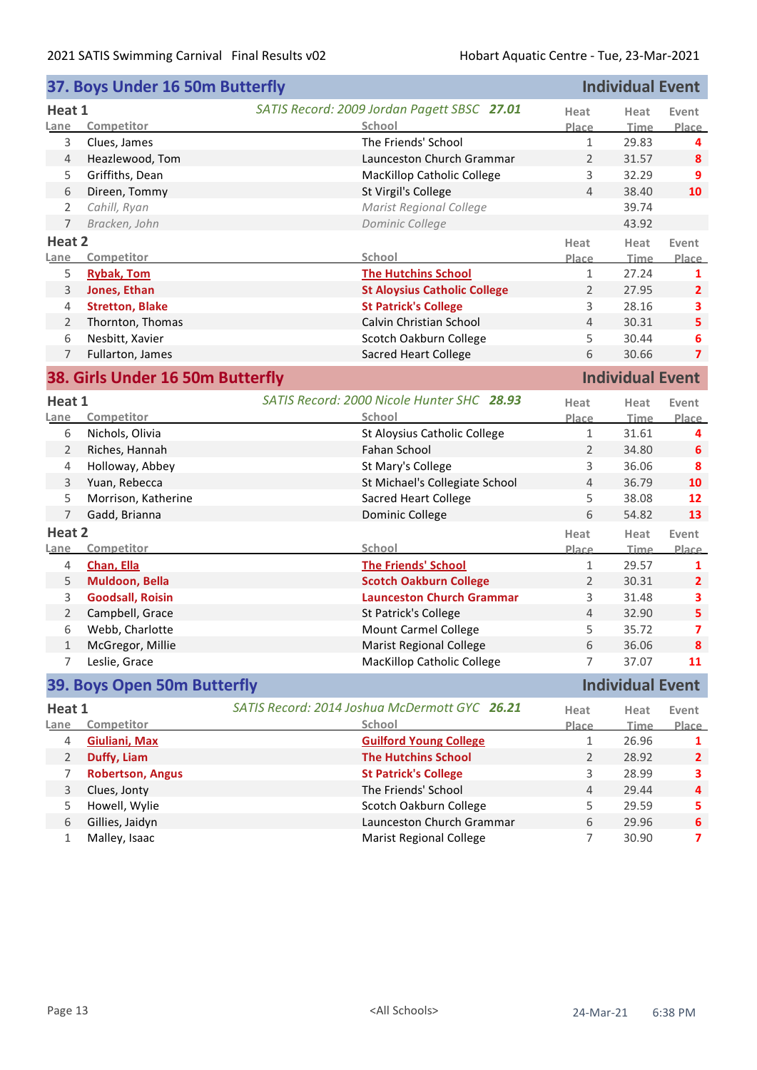## 37. Boys Under 16 50m Butterfly — Individual Event

### Heat 1

*SATIS Record: 2009 Jordan Pagett SBSC **27.01***

| Lane | Competitor | School | Heat Place | Heat Time | Event Place |
|---|---|---|---|---|---|
| 3 | Clues, James | The Friends' School | 1 | 29.83 | 4 |
| 4 | Heazlewood, Tom | Launceston Church Grammar | 2 | 31.57 | 8 |
| 5 | Griffiths, Dean | MacKillop Catholic College | 3 | 32.29 | 9 |
| 6 | Direen, Tommy | St Virgil's College | 4 | 38.40 | 10 |
| 2 | *Cahill, Ryan* | *Marist Regional College* | | 39.74 | |
| 7 | *Bracken, John* | *Dominic College* | | 43.92 | |

### Heat 2

| Lane | Competitor | School | Heat Place | Heat Time | Event Place |
|---|---|---|---|---|---|
| 5 | **Rybak, Tom** | **The Hutchins School** | 1 | 27.24 | 1 |
| 3 | **Jones, Ethan** | **St Aloysius Catholic College** | 2 | 27.95 | 2 |
| 4 | **Stretton, Blake** | **St Patrick's College** | 3 | 28.16 | 3 |
| 2 | Thornton, Thomas | Calvin Christian School | 4 | 30.31 | 5 |
| 6 | Nesbitt, Xavier | Scotch Oakburn College | 5 | 30.44 | 6 |
| 7 | Fullarton, James | Sacred Heart College | 6 | 30.66 | 7 |

## 38. Girls Under 16 50m Butterfly — Individual Event

### Heat 1

*SATIS Record: 2000 Nicole Hunter SHC **28.93***

| Lane | Competitor | School | Heat Place | Heat Time | Event Place |
|---|---|---|---|---|---|
| 6 | Nichols, Olivia | St Aloysius Catholic College | 1 | 31.61 | 4 |
| 2 | Riches, Hannah | Fahan School | 2 | 34.80 | 6 |
| 4 | Holloway, Abbey | St Mary's College | 3 | 36.06 | 8 |
| 3 | Yuan, Rebecca | St Michael's Collegiate School | 4 | 36.79 | 10 |
| 5 | Morrison, Katherine | Sacred Heart College | 5 | 38.08 | 12 |
| 7 | Gadd, Brianna | Dominic College | 6 | 54.82 | 13 |

### Heat 2

| Lane | Competitor | School | Heat Place | Heat Time | Event Place |
|---|---|---|---|---|---|
| 4 | **Chan, Ella** | **The Friends' School** | 1 | 29.57 | 1 |
| 5 | **Muldoon, Bella** | **Scotch Oakburn College** | 2 | 30.31 | 2 |
| 3 | **Goodsall, Roisin** | **Launceston Church Grammar** | 3 | 31.48 | 3 |
| 2 | Campbell, Grace | St Patrick's College | 4 | 32.90 | 5 |
| 6 | Webb, Charlotte | Mount Carmel College | 5 | 35.72 | 7 |
| 1 | McGregor, Millie | Marist Regional College | 6 | 36.06 | 8 |
| 7 | Leslie, Grace | MacKillop Catholic College | 7 | 37.07 | 11 |

## 39. Boys Open 50m Butterfly — Individual Event

### Heat 1

*SATIS Record: 2014 Joshua McDermott GYC **26.21***

| Lane | Competitor | School | Heat Place | Heat Time | Event Place |
|---|---|---|---|---|---|
| 4 | **Giuliani, Max** | **Guilford Young College** | 1 | 26.96 | 1 |
| 2 | **Duffy, Liam** | **The Hutchins School** | 2 | 28.92 | 2 |
| 7 | **Robertson, Angus** | **St Patrick's College** | 3 | 28.99 | 3 |
| 3 | Clues, Jonty | The Friends' School | 4 | 29.44 | 4 |
| 5 | Howell, Wylie | Scotch Oakburn College | 5 | 29.59 | 5 |
| 6 | Gillies, Jaidyn | Launceston Church Grammar | 6 | 29.96 | 6 |
| 1 | Malley, Isaac | Marist Regional College | 7 | 30.90 | 7 |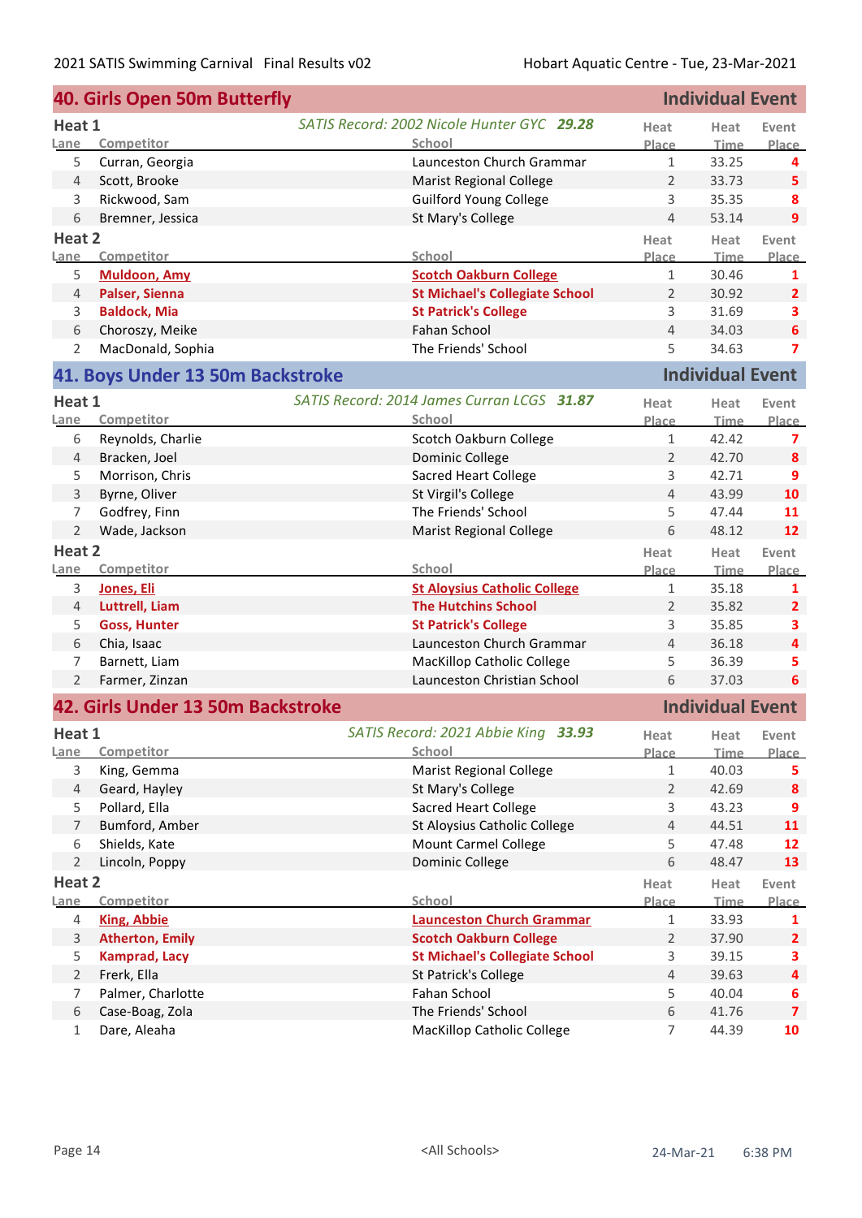## 40. Girls Open 50m Butterfly — Individual Event

### Heat 1

*SATIS Record: 2002 Nicole Hunter GYC* ***29.28***

| Lane | Competitor | School | Heat Place | Heat Time | Event Place |
|---|---|---|---|---|---|
| 5 | Curran, Georgia | Launceston Church Grammar | 1 | 33.25 | 4 |
| 4 | Scott, Brooke | Marist Regional College | 2 | 33.73 | 5 |
| 3 | Rickwood, Sam | Guilford Young College | 3 | 35.35 | 8 |
| 6 | Bremner, Jessica | St Mary's College | 4 | 53.14 | 9 |

### Heat 2

| Lane | Competitor | School | Heat Place | Heat Time | Event Place |
|---|---|---|---|---|---|
| 5 | **Muldoon, Amy** | **Scotch Oakburn College** | 1 | 30.46 | 1 |
| 4 | **Palser, Sienna** | **St Michael's Collegiate School** | 2 | 30.92 | 2 |
| 3 | **Baldock, Mia** | **St Patrick's College** | 3 | 31.69 | 3 |
| 6 | Choroszy, Meike | Fahan School | 4 | 34.03 | 6 |
| 2 | MacDonald, Sophia | The Friends' School | 5 | 34.63 | 7 |

## 41. Boys Under 13 50m Backstroke — Individual Event

### Heat 1

*SATIS Record: 2014 James Curran LCGS* ***31.87***

| Lane | Competitor | School | Heat Place | Heat Time | Event Place |
|---|---|---|---|---|---|
| 6 | Reynolds, Charlie | Scotch Oakburn College | 1 | 42.42 | 7 |
| 4 | Bracken, Joel | Dominic College | 2 | 42.70 | 8 |
| 5 | Morrison, Chris | Sacred Heart College | 3 | 42.71 | 9 |
| 3 | Byrne, Oliver | St Virgil's College | 4 | 43.99 | 10 |
| 7 | Godfrey, Finn | The Friends' School | 5 | 47.44 | 11 |
| 2 | Wade, Jackson | Marist Regional College | 6 | 48.12 | 12 |

### Heat 2

| Lane | Competitor | School | Heat Place | Heat Time | Event Place |
|---|---|---|---|---|---|
| 3 | **Jones, Eli** | **St Aloysius Catholic College** | 1 | 35.18 | 1 |
| 4 | **Luttrell, Liam** | **The Hutchins School** | 2 | 35.82 | 2 |
| 5 | **Goss, Hunter** | **St Patrick's College** | 3 | 35.85 | 3 |
| 6 | Chia, Isaac | Launceston Church Grammar | 4 | 36.18 | 4 |
| 7 | Barnett, Liam | MacKillop Catholic College | 5 | 36.39 | 5 |
| 2 | Farmer, Zinzan | Launceston Christian School | 6 | 37.03 | 6 |

## 42. Girls Under 13 50m Backstroke — Individual Event

### Heat 1

*SATIS Record: 2021 Abbie King* ***33.93***

| Lane | Competitor | School | Heat Place | Heat Time | Event Place |
|---|---|---|---|---|---|
| 3 | King, Gemma | Marist Regional College | 1 | 40.03 | 5 |
| 4 | Geard, Hayley | St Mary's College | 2 | 42.69 | 8 |
| 5 | Pollard, Ella | Sacred Heart College | 3 | 43.23 | 9 |
| 7 | Bumford, Amber | St Aloysius Catholic College | 4 | 44.51 | 11 |
| 6 | Shields, Kate | Mount Carmel College | 5 | 47.48 | 12 |
| 2 | Lincoln, Poppy | Dominic College | 6 | 48.47 | 13 |

### Heat 2

| Lane | Competitor | School | Heat Place | Heat Time | Event Place |
|---|---|---|---|---|---|
| 4 | **King, Abbie** | **Launceston Church Grammar** | 1 | 33.93 | 1 |
| 3 | **Atherton, Emily** | **Scotch Oakburn College** | 2 | 37.90 | 2 |
| 5 | **Kamprad, Lacy** | **St Michael's Collegiate School** | 3 | 39.15 | 3 |
| 2 | Frerk, Ella | St Patrick's College | 4 | 39.63 | 4 |
| 7 | Palmer, Charlotte | Fahan School | 5 | 40.04 | 6 |
| 6 | Case-Boag, Zola | The Friends' School | 6 | 41.76 | 7 |
| 1 | Dare, Aleaha | MacKillop Catholic College | 7 | 44.39 | 10 |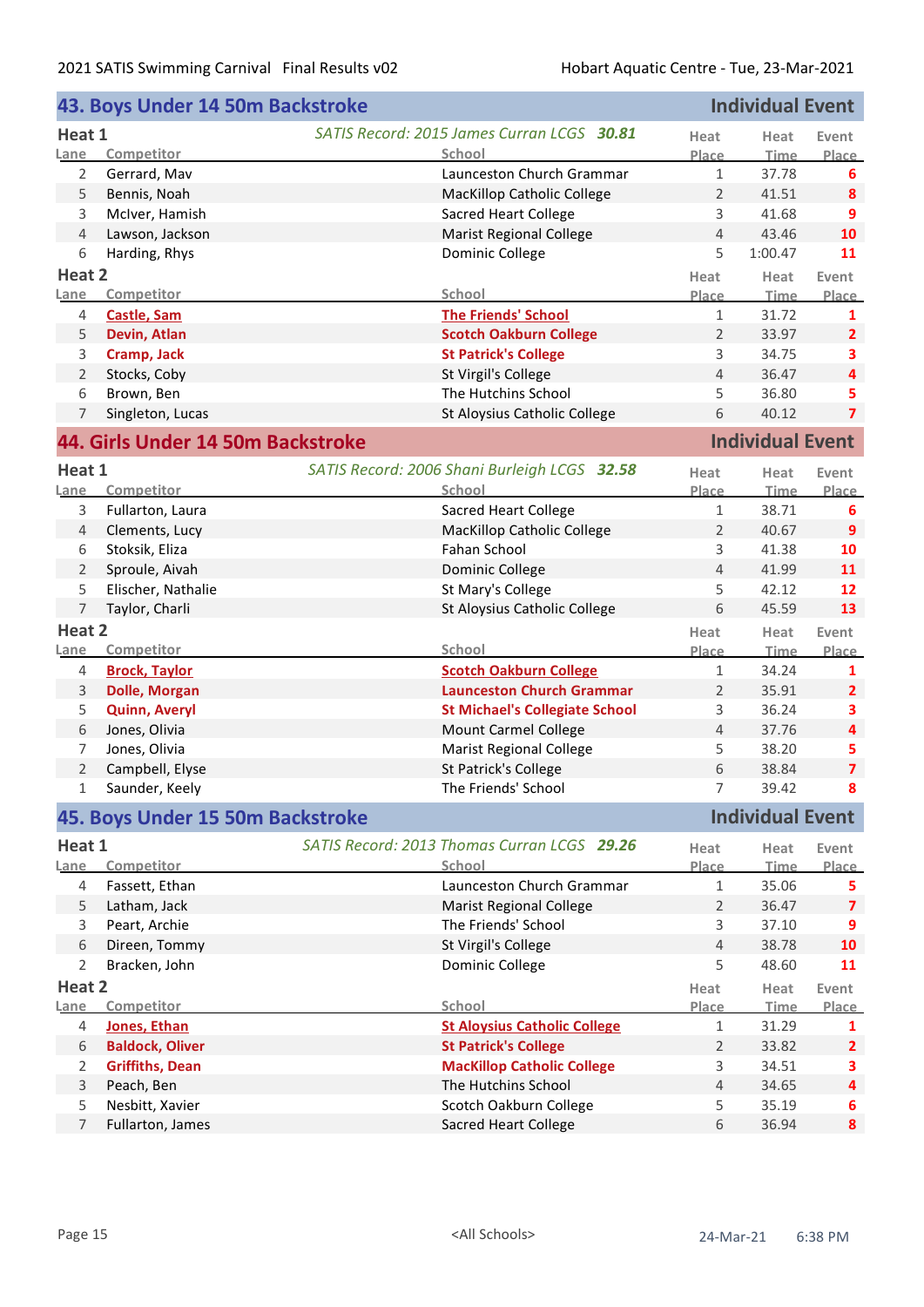## 43. Boys Under 14 50m Backstroke — Individual Event

### Heat 1

*SATIS Record: 2015 James Curran LCGS* ***30.81***

| Lane | Competitor | School | Heat Place | Heat Time | Event Place |
|---|---|---|---|---|---|
| 2 | Gerrard, Mav | Launceston Church Grammar | 1 | 37.78 | 6 |
| 5 | Bennis, Noah | MacKillop Catholic College | 2 | 41.51 | 8 |
| 3 | McIver, Hamish | Sacred Heart College | 3 | 41.68 | 9 |
| 4 | Lawson, Jackson | Marist Regional College | 4 | 43.46 | 10 |
| 6 | Harding, Rhys | Dominic College | 5 | 1:00.47 | 11 |

### Heat 2

| Lane | Competitor | School | Heat Place | Heat Time | Event Place |
|---|---|---|---|---|---|
| 4 | **Castle, Sam** | **The Friends' School** | 1 | 31.72 | 1 |
| 5 | **Devin, Atlan** | **Scotch Oakburn College** | 2 | 33.97 | 2 |
| 3 | **Cramp, Jack** | **St Patrick's College** | 3 | 34.75 | 3 |
| 2 | Stocks, Coby | St Virgil's College | 4 | 36.47 | 4 |
| 6 | Brown, Ben | The Hutchins School | 5 | 36.80 | 5 |
| 7 | Singleton, Lucas | St Aloysius Catholic College | 6 | 40.12 | 7 |

## 44. Girls Under 14 50m Backstroke — Individual Event

### Heat 1

*SATIS Record: 2006 Shani Burleigh LCGS* ***32.58***

| Lane | Competitor | School | Heat Place | Heat Time | Event Place |
|---|---|---|---|---|---|
| 3 | Fullarton, Laura | Sacred Heart College | 1 | 38.71 | 6 |
| 4 | Clements, Lucy | MacKillop Catholic College | 2 | 40.67 | 9 |
| 6 | Stoksik, Eliza | Fahan School | 3 | 41.38 | 10 |
| 2 | Sproule, Aivah | Dominic College | 4 | 41.99 | 11 |
| 5 | Elischer, Nathalie | St Mary's College | 5 | 42.12 | 12 |
| 7 | Taylor, Charli | St Aloysius Catholic College | 6 | 45.59 | 13 |

### Heat 2

| Lane | Competitor | School | Heat Place | Heat Time | Event Place |
|---|---|---|---|---|---|
| 4 | **Brock, Taylor** | **Scotch Oakburn College** | 1 | 34.24 | 1 |
| 3 | **Dolle, Morgan** | **Launceston Church Grammar** | 2 | 35.91 | 2 |
| 5 | **Quinn, Averyl** | **St Michael's Collegiate School** | 3 | 36.24 | 3 |
| 6 | Jones, Olivia | Mount Carmel College | 4 | 37.76 | 4 |
| 7 | Jones, Olivia | Marist Regional College | 5 | 38.20 | 5 |
| 2 | Campbell, Elyse | St Patrick's College | 6 | 38.84 | 7 |
| 1 | Saunder, Keely | The Friends' School | 7 | 39.42 | 8 |

## 45. Boys Under 15 50m Backstroke — Individual Event

### Heat 1

*SATIS Record: 2013 Thomas Curran LCGS* ***29.26***

| Lane | Competitor | School | Heat Place | Heat Time | Event Place |
|---|---|---|---|---|---|
| 4 | Fassett, Ethan | Launceston Church Grammar | 1 | 35.06 | 5 |
| 5 | Latham, Jack | Marist Regional College | 2 | 36.47 | 7 |
| 3 | Peart, Archie | The Friends' School | 3 | 37.10 | 9 |
| 6 | Direen, Tommy | St Virgil's College | 4 | 38.78 | 10 |
| 2 | Bracken, John | Dominic College | 5 | 48.60 | 11 |

### Heat 2

| Lane | Competitor | School | Heat Place | Heat Time | Event Place |
|---|---|---|---|---|---|
| 4 | **Jones, Ethan** | **St Aloysius Catholic College** | 1 | 31.29 | 1 |
| 6 | **Baldock, Oliver** | **St Patrick's College** | 2 | 33.82 | 2 |
| 2 | **Griffiths, Dean** | **MacKillop Catholic College** | 3 | 34.51 | 3 |
| 3 | Peach, Ben | The Hutchins School | 4 | 34.65 | 4 |
| 5 | Nesbitt, Xavier | Scotch Oakburn College | 5 | 35.19 | 6 |
| 7 | Fullarton, James | Sacred Heart College | 6 | 36.94 | 8 |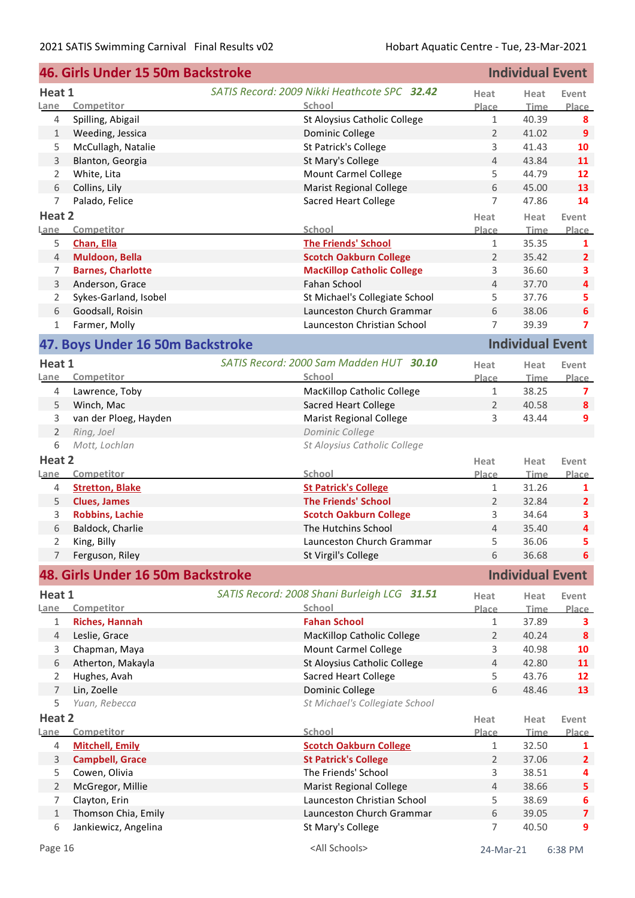## 46. Girls Under 15 50m Backstroke — Individual Event

### Heat 1

*SATIS Record: 2009 Nikki Heathcote SPC* ***32.42***

| Lane | Competitor | School | Heat Place | Heat Time | Event Place |
|---|---|---|---|---|---|
| 4 | Spilling, Abigail | St Aloysius Catholic College | 1 | 40.39 | 8 |
| 1 | Weeding, Jessica | Dominic College | 2 | 41.02 | 9 |
| 5 | McCullagh, Natalie | St Patrick's College | 3 | 41.43 | 10 |
| 3 | Blanton, Georgia | St Mary's College | 4 | 43.84 | 11 |
| 2 | White, Lita | Mount Carmel College | 5 | 44.79 | 12 |
| 6 | Collins, Lily | Marist Regional College | 6 | 45.00 | 13 |
| 7 | Palado, Felice | Sacred Heart College | 7 | 47.86 | 14 |

### Heat 2

| Lane | Competitor | School | Heat Place | Heat Time | Event Place |
|---|---|---|---|---|---|
| 5 | **Chan, Ella** | **The Friends' School** | 1 | 35.35 | 1 |
| 4 | **Muldoon, Bella** | **Scotch Oakburn College** | 2 | 35.42 | 2 |
| 7 | **Barnes, Charlotte** | **MacKillop Catholic College** | 3 | 36.60 | 3 |
| 3 | Anderson, Grace | Fahan School | 4 | 37.70 | 4 |
| 2 | Sykes-Garland, Isobel | St Michael's Collegiate School | 5 | 37.76 | 5 |
| 6 | Goodsall, Roisin | Launceston Church Grammar | 6 | 38.06 | 6 |
| 1 | Farmer, Molly | Launceston Christian School | 7 | 39.39 | 7 |

## 47. Boys Under 16 50m Backstroke — Individual Event

### Heat 1

*SATIS Record: 2000 Sam Madden HUT* ***30.10***

| Lane | Competitor | School | Heat Place | Heat Time | Event Place |
|---|---|---|---|---|---|
| 4 | Lawrence, Toby | MacKillop Catholic College | 1 | 38.25 | 7 |
| 5 | Winch, Mac | Sacred Heart College | 2 | 40.58 | 8 |
| 3 | van der Ploeg, Hayden | Marist Regional College | 3 | 43.44 | 9 |
| 2 | *Ring, Joel* | *Dominic College* | | | |
| 6 | *Mott, Lochlan* | *St Aloysius Catholic College* | | | |

### Heat 2

| Lane | Competitor | School | Heat Place | Heat Time | Event Place |
|---|---|---|---|---|---|
| 4 | **Stretton, Blake** | **St Patrick's College** | 1 | 31.26 | 1 |
| 5 | **Clues, James** | **The Friends' School** | 2 | 32.84 | 2 |
| 3 | **Robbins, Lachie** | **Scotch Oakburn College** | 3 | 34.64 | 3 |
| 6 | Baldock, Charlie | The Hutchins School | 4 | 35.40 | 4 |
| 2 | King, Billy | Launceston Church Grammar | 5 | 36.06 | 5 |
| 7 | Ferguson, Riley | St Virgil's College | 6 | 36.68 | 6 |

## 48. Girls Under 16 50m Backstroke — Individual Event

### Heat 1

*SATIS Record: 2008 Shani Burleigh LCG* ***31.51***

| Lane | Competitor | School | Heat Place | Heat Time | Event Place |
|---|---|---|---|---|---|
| 1 | **Riches, Hannah** | **Fahan School** | 1 | 37.89 | 3 |
| 4 | Leslie, Grace | MacKillop Catholic College | 2 | 40.24 | 8 |
| 3 | Chapman, Maya | Mount Carmel College | 3 | 40.98 | 10 |
| 6 | Atherton, Makayla | St Aloysius Catholic College | 4 | 42.80 | 11 |
| 2 | Hughes, Avah | Sacred Heart College | 5 | 43.76 | 12 |
| 7 | Lin, Zoelle | Dominic College | 6 | 48.46 | 13 |
| 5 | *Yuan, Rebecca* | *St Michael's Collegiate School* | | | |

### Heat 2

| Lane | Competitor | School | Heat Place | Heat Time | Event Place |
|---|---|---|---|---|---|
| 4 | **Mitchell, Emily** | **Scotch Oakburn College** | 1 | 32.50 | 1 |
| 3 | **Campbell, Grace** | **St Patrick's College** | 2 | 37.06 | 2 |
| 5 | Cowen, Olivia | The Friends' School | 3 | 38.51 | 4 |
| 2 | McGregor, Millie | Marist Regional College | 4 | 38.66 | 5 |
| 7 | Clayton, Erin | Launceston Christian School | 5 | 38.69 | 6 |
| 1 | Thomson Chia, Emily | Launceston Church Grammar | 6 | 39.05 | 7 |
| 6 | Jankiewicz, Angelina | St Mary's College | 7 | 40.50 | 9 |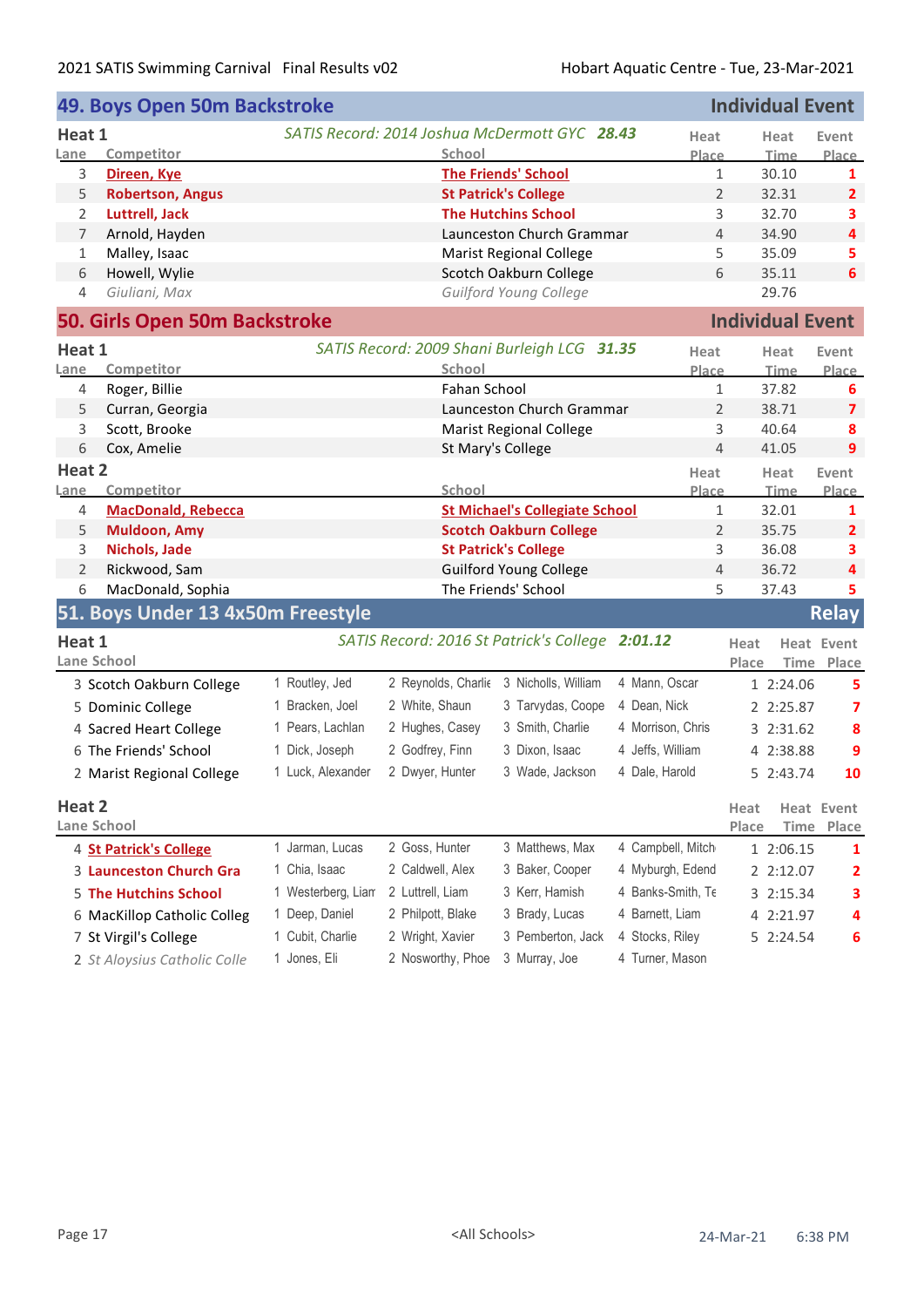## 49. Boys Open 50m Backstroke — Individual Event

### Heat 1

*SATIS Record: 2014 Joshua McDermott GYC* ***28.43***

| Lane | Competitor | School | Heat Place | Heat Time | Event Place |
|---|---|---|---|---|---|
| 3 | **Direen, Kye** | **The Friends' School** | 1 | 30.10 | 1 |
| 5 | **Robertson, Angus** | **St Patrick's College** | 2 | 32.31 | 2 |
| 2 | **Luttrell, Jack** | **The Hutchins School** | 3 | 32.70 | 3 |
| 7 | Arnold, Hayden | Launceston Church Grammar | 4 | 34.90 | 4 |
| 1 | Malley, Isaac | Marist Regional College | 5 | 35.09 | 5 |
| 6 | Howell, Wylie | Scotch Oakburn College | 6 | 35.11 | 6 |
| 4 | *Giuliani, Max* | *Guilford Young College* | | 29.76 | |

## 50. Girls Open 50m Backstroke — Individual Event

### Heat 1

*SATIS Record: 2009 Shani Burleigh LCG* ***31.35***

| Lane | Competitor | School | Heat Place | Heat Time | Event Place |
|---|---|---|---|---|---|
| 4 | Roger, Billie | Fahan School | 1 | 37.82 | 6 |
| 5 | Curran, Georgia | Launceston Church Grammar | 2 | 38.71 | 7 |
| 3 | Scott, Brooke | Marist Regional College | 3 | 40.64 | 8 |
| 6 | Cox, Amelie | St Mary's College | 4 | 41.05 | 9 |

### Heat 2

| Lane | Competitor | School | Heat Place | Heat Time | Event Place |
|---|---|---|---|---|---|
| 4 | **MacDonald, Rebecca** | **St Michael's Collegiate School** | 1 | 32.01 | 1 |
| 5 | **Muldoon, Amy** | **Scotch Oakburn College** | 2 | 35.75 | 2 |
| 3 | **Nichols, Jade** | **St Patrick's College** | 3 | 36.08 | 3 |
| 2 | Rickwood, Sam | Guilford Young College | 4 | 36.72 | 4 |
| 6 | MacDonald, Sophia | The Friends' School | 5 | 37.43 | 5 |

## 51. Boys Under 13 4x50m Freestyle — Relay

### Heat 1

*SATIS Record: 2016 St Patrick's College* ***2:01.12***

| Lane | School | Swimmer 1 | Swimmer 2 | Swimmer 3 | Swimmer 4 | Heat Place | Heat Time | Event Place |
|---|---|---|---|---|---|---|---|---|
| 3 | Scotch Oakburn College | 1 Routley, Jed | 2 Reynolds, Charlie | 3 Nicholls, William | 4 Mann, Oscar | 1 | 2:24.06 | 5 |
| 5 | Dominic College | 1 Bracken, Joel | 2 White, Shaun | 3 Tarvydas, Coope | 4 Dean, Nick | 2 | 2:25.87 | 7 |
| 4 | Sacred Heart College | 1 Pears, Lachlan | 2 Hughes, Casey | 3 Smith, Charlie | 4 Morrison, Chris | 3 | 2:31.62 | 8 |
| 6 | The Friends' School | 1 Dick, Joseph | 2 Godfrey, Finn | 3 Dixon, Isaac | 4 Jeffs, William | 4 | 2:38.88 | 9 |
| 2 | Marist Regional College | 1 Luck, Alexander | 2 Dwyer, Hunter | 3 Wade, Jackson | 4 Dale, Harold | 5 | 2:43.74 | 10 |

### Heat 2

| Lane | School | Swimmer 1 | Swimmer 2 | Swimmer 3 | Swimmer 4 | Heat Place | Heat Time | Event Place |
|---|---|---|---|---|---|---|---|---|
| 4 | **St Patrick's College** | 1 Jarman, Lucas | 2 Goss, Hunter | 3 Matthews, Max | 4 Campbell, Mitch | 1 | 2:06.15 | 1 |
| 3 | **Launceston Church Gra** | 1 Chia, Isaac | 2 Caldwell, Alex | 3 Baker, Cooper | 4 Myburgh, Edend | 2 | 2:12.07 | 2 |
| 5 | **The Hutchins School** | 1 Westerberg, Liam | 2 Luttrell, Liam | 3 Kerr, Hamish | 4 Banks-Smith, Te | 3 | 2:15.34 | 3 |
| 6 | MacKillop Catholic Colleg | 1 Deep, Daniel | 2 Philpott, Blake | 3 Brady, Lucas | 4 Barnett, Liam | 4 | 2:21.97 | 4 |
| 7 | St Virgil's College | 1 Cubit, Charlie | 2 Wright, Xavier | 3 Pemberton, Jack | 4 Stocks, Riley | 5 | 2:24.54 | 6 |
| 2 | *St Aloysius Catholic Colle* | 1 Jones, Eli | 2 Nosworthy, Phoe | 3 Murray, Joe | 4 Turner, Mason | | | |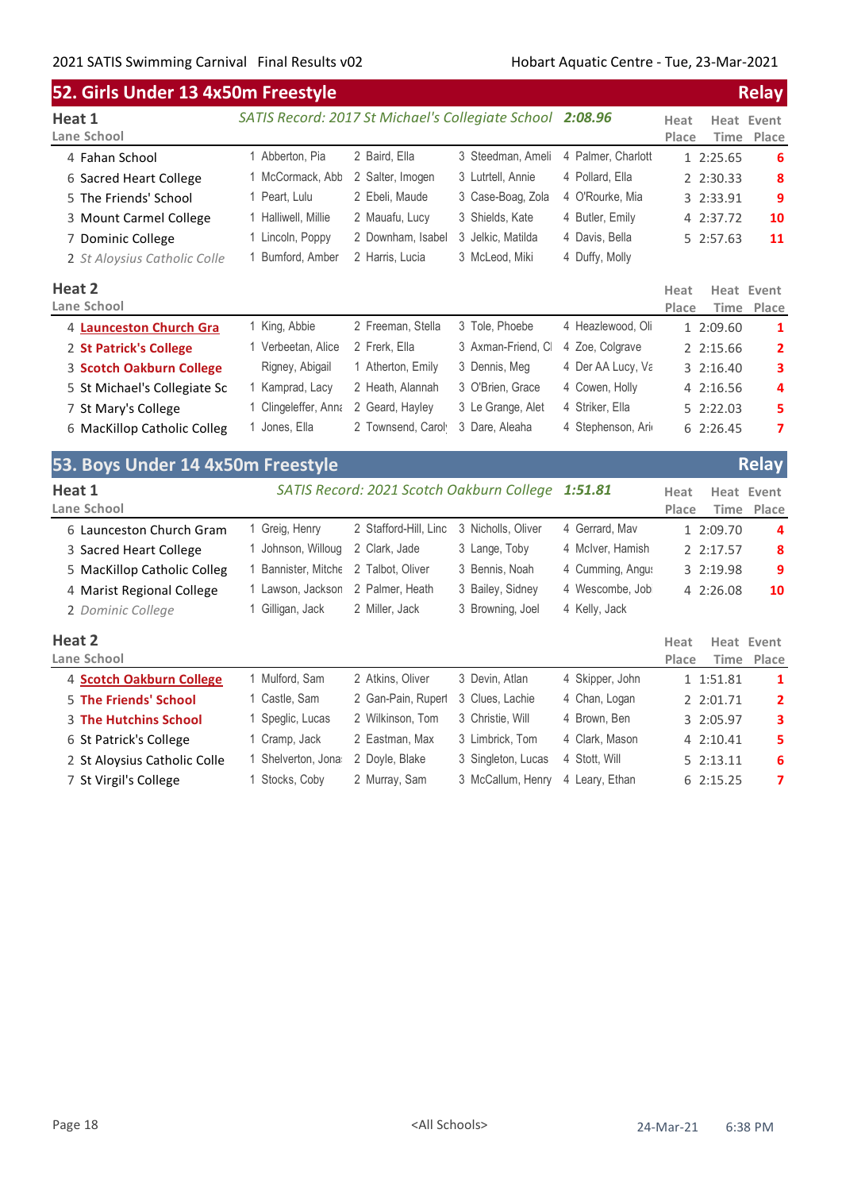## 52. Girls Under 13 4x50m Freestyle — Relay

### Heat 1

*SATIS Record: 2017 St Michael's Collegiate School* ***2:08.96***

| Lane | School | | | | | Heat Place | Heat Time | Event Place |
|---|---|---|---|---|---|---|---|---|
| 4 | Fahan School | 1 Abberton, Pia | 2 Baird, Ella | 3 Steedman, Ameli | 4 Palmer, Charlott | 1 | 2:25.65 | 6 |
| 6 | Sacred Heart College | 1 McCormack, Abb | 2 Salter, Imogen | 3 Lutrtell, Annie | 4 Pollard, Ella | 2 | 2:30.33 | 8 |
| 5 | The Friends' School | 1 Peart, Lulu | 2 Ebeli, Maude | 3 Case-Boag, Zola | 4 O'Rourke, Mia | 3 | 2:33.91 | 9 |
| 3 | Mount Carmel College | 1 Halliwell, Millie | 2 Mauafu, Lucy | 3 Shields, Kate | 4 Butler, Emily | 4 | 2:37.72 | 10 |
| 7 | Dominic College | 1 Lincoln, Poppy | 2 Downham, Isabel | 3 Jelkic, Matilda | 4 Davis, Bella | 5 | 2:57.63 | 11 |
| 2 | *St Aloysius Catholic Colle* | 1 Bumford, Amber | 2 Harris, Lucia | 3 McLeod, Miki | 4 Duffy, Molly | | | |

### Heat 2

| Lane | School | | | | | Heat Place | Heat Time | Event Place |
|---|---|---|---|---|---|---|---|---|
| 4 | **Launceston Church Gra** | 1 King, Abbie | 2 Freeman, Stella | 3 Tole, Phoebe | 4 Heazlewood, Oli | 1 | 2:09.60 | 1 |
| 2 | **St Patrick's College** | 1 Verbeetan, Alice | 2 Frerk, Ella | 3 Axman-Friend, Cl | 4 Zoe, Colgrave | 2 | 2:15.66 | 2 |
| 3 | **Scotch Oakburn College** | Rigney, Abigail | 1 Atherton, Emily | 3 Dennis, Meg | 4 Der AA Lucy, Va | 3 | 2:16.40 | 3 |
| 5 | St Michael's Collegiate Sc | 1 Kamprad, Lacy | 2 Heath, Alannah | 3 O'Brien, Grace | 4 Cowen, Holly | 4 | 2:16.56 | 4 |
| 7 | St Mary's College | 1 Clingeleffer, Anna | 2 Geard, Hayley | 3 Le Grange, Alet | 4 Striker, Ella | 5 | 2:22.03 | 5 |
| 6 | MacKillop Catholic Colleg | 1 Jones, Ella | 2 Townsend, Carol | 3 Dare, Aleaha | 4 Stephenson, Ari | 6 | 2:26.45 | 7 |

## 53. Boys Under 14 4x50m Freestyle — Relay

### Heat 1

*SATIS Record: 2021 Scotch Oakburn College* ***1:51.81***

| Lane | School | | | | | Heat Place | Heat Time | Event Place |
|---|---|---|---|---|---|---|---|---|
| 6 | Launceston Church Gram | 1 Greig, Henry | 2 Stafford-Hill, Linc | 3 Nicholls, Oliver | 4 Gerrard, Mav | 1 | 2:09.70 | 4 |
| 3 | Sacred Heart College | 1 Johnson, Willoug | 2 Clark, Jade | 3 Lange, Toby | 4 McIver, Hamish | 2 | 2:17.57 | 8 |
| 5 | MacKillop Catholic Colleg | 1 Bannister, Mitche | 2 Talbot, Oliver | 3 Bennis, Noah | 4 Cumming, Angus | 3 | 2:19.98 | 9 |
| 4 | Marist Regional College | 1 Lawson, Jackson | 2 Palmer, Heath | 3 Bailey, Sidney | 4 Wescombe, Job | 4 | 2:26.08 | 10 |
| 2 | *Dominic College* | 1 Gilligan, Jack | 2 Miller, Jack | 3 Browning, Joel | 4 Kelly, Jack | | | |

### Heat 2

| Lane | School | | | | | Heat Place | Heat Time | Event Place |
|---|---|---|---|---|---|---|---|---|
| 4 | **Scotch Oakburn College** | 1 Mulford, Sam | 2 Atkins, Oliver | 3 Devin, Atlan | 4 Skipper, John | 1 | 1:51.81 | 1 |
| 5 | **The Friends' School** | 1 Castle, Sam | 2 Gan-Pain, Rupert | 3 Clues, Lachie | 4 Chan, Logan | 2 | 2:01.71 | 2 |
| 3 | **The Hutchins School** | 1 Speglic, Lucas | 2 Wilkinson, Tom | 3 Christie, Will | 4 Brown, Ben | 3 | 2:05.97 | 3 |
| 6 | St Patrick's College | 1 Cramp, Jack | 2 Eastman, Max | 3 Limbrick, Tom | 4 Clark, Mason | 4 | 2:10.41 | 5 |
| 2 | St Aloysius Catholic Colle | 1 Shelverton, Jona | 2 Doyle, Blake | 3 Singleton, Lucas | 4 Stott, Will | 5 | 2:13.11 | 6 |
| 7 | St Virgil's College | 1 Stocks, Coby | 2 Murray, Sam | 3 McCallum, Henry | 4 Leary, Ethan | 6 | 2:15.25 | 7 |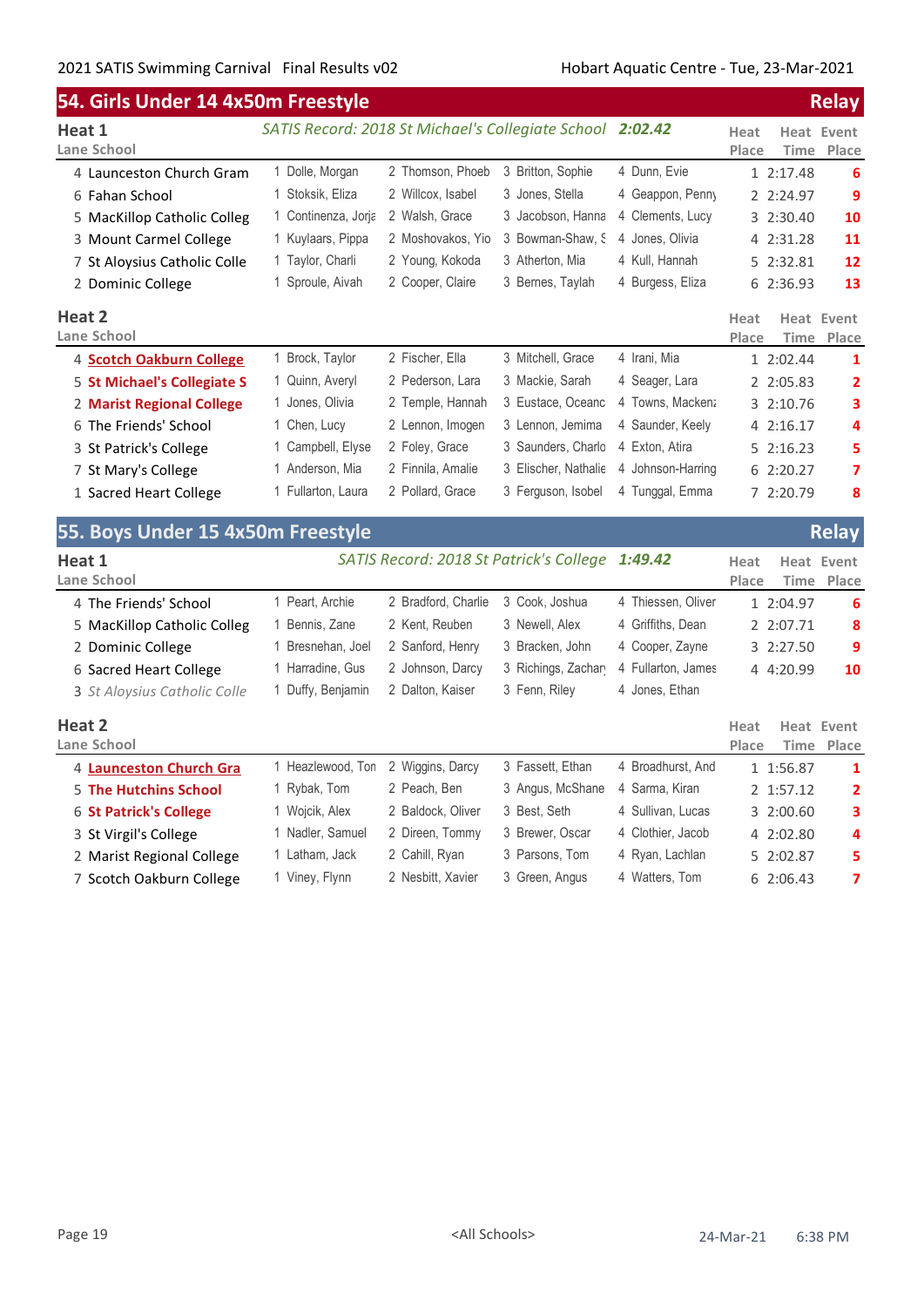## 54. Girls Under 14 4x50m Freestyle — Relay

### Heat 1

*SATIS Record: 2018 St Michael's Collegiate School* ***2:02.42***

| Lane | School | | | | | Heat Place | Heat Time | Event Place |
|---|---|---|---|---|---|---|---|---|
| 4 | Launceston Church Gram | 1 Dolle, Morgan | 2 Thomson, Phoeb | 3 Britton, Sophie | 4 Dunn, Evie | 1 | 2:17.48 | 6 |
| 6 | Fahan School | 1 Stoksik, Eliza | 2 Willcox, Isabel | 3 Jones, Stella | 4 Geappon, Penny | 2 | 2:24.97 | 9 |
| 5 | MacKillop Catholic Colleg | 1 Continenza, Jorja | 2 Walsh, Grace | 3 Jacobson, Hanna | 4 Clements, Lucy | 3 | 2:30.40 | 10 |
| 3 | Mount Carmel College | 1 Kuylaars, Pippa | 2 Moshovakos, Yio | 3 Bowman-Shaw, S | 4 Jones, Olivia | 4 | 2:31.28 | 11 |
| 7 | St Aloysius Catholic Colle | 1 Taylor, Charli | 2 Young, Kokoda | 3 Atherton, Mia | 4 Kull, Hannah | 5 | 2:32.81 | 12 |
| 2 | Dominic College | 1 Sproule, Aivah | 2 Cooper, Claire | 3 Bernes, Taylah | 4 Burgess, Eliza | 6 | 2:36.93 | 13 |

### Heat 2

| Lane | School | | | | | Heat Place | Heat Time | Event Place |
|---|---|---|---|---|---|---|---|---|
| 4 | **Scotch Oakburn College** | 1 Brock, Taylor | 2 Fischer, Ella | 3 Mitchell, Grace | 4 Irani, Mia | 1 | 2:02.44 | 1 |
| 5 | **St Michael's Collegiate S** | 1 Quinn, Averyl | 2 Pederson, Lara | 3 Mackie, Sarah | 4 Seager, Lara | 2 | 2:05.83 | 2 |
| 2 | **Marist Regional College** | 1 Jones, Olivia | 2 Temple, Hannah | 3 Eustace, Oceanc | 4 Towns, Macken: | 3 | 2:10.76 | 3 |
| 6 | The Friends' School | 1 Chen, Lucy | 2 Lennon, Imogen | 3 Lennon, Jemima | 4 Saunder, Keely | 4 | 2:16.17 | 4 |
| 3 | St Patrick's College | 1 Campbell, Elyse | 2 Foley, Grace | 3 Saunders, Charlo | 4 Exton, Atira | 5 | 2:16.23 | 5 |
| 7 | St Mary's College | 1 Anderson, Mia | 2 Finnila, Amalie | 3 Elischer, Nathalie | 4 Johnson-Harring | 6 | 2:20.27 | 7 |
| 1 | Sacred Heart College | 1 Fullarton, Laura | 2 Pollard, Grace | 3 Ferguson, Isobel | 4 Tunggal, Emma | 7 | 2:20.79 | 8 |

## 55. Boys Under 15 4x50m Freestyle — Relay

### Heat 1

*SATIS Record: 2018 St Patrick's College* ***1:49.42***

| Lane | School | | | | | Heat Place | Heat Time | Event Place |
|---|---|---|---|---|---|---|---|---|
| 4 | The Friends' School | 1 Peart, Archie | 2 Bradford, Charlie | 3 Cook, Joshua | 4 Thiessen, Oliver | 1 | 2:04.97 | 6 |
| 5 | MacKillop Catholic Colleg | 1 Bennis, Zane | 2 Kent, Reuben | 3 Newell, Alex | 4 Griffiths, Dean | 2 | 2:07.71 | 8 |
| 2 | Dominic College | 1 Bresnehan, Joel | 2 Sanford, Henry | 3 Bracken, John | 4 Cooper, Zayne | 3 | 2:27.50 | 9 |
| 6 | Sacred Heart College | 1 Harradine, Gus | 2 Johnson, Darcy | 3 Richings, Zachary | 4 Fullarton, James | 4 | 4:20.99 | 10 |
| 3 | *St Aloysius Catholic Colle* | 1 Duffy, Benjamin | 2 Dalton, Kaiser | 3 Fenn, Riley | 4 Jones, Ethan | | | |

### Heat 2

| Lane | School | | | | | Heat Place | Heat Time | Event Place |
|---|---|---|---|---|---|---|---|---|
| 4 | **Launceston Church Gra** | 1 Heazlewood, Ton | 2 Wiggins, Darcy | 3 Fassett, Ethan | 4 Broadhurst, And | 1 | 1:56.87 | 1 |
| 5 | **The Hutchins School** | 1 Rybak, Tom | 2 Peach, Ben | 3 Angus, McShane | 4 Sarma, Kiran | 2 | 1:57.12 | 2 |
| 6 | **St Patrick's College** | 1 Wojcik, Alex | 2 Baldock, Oliver | 3 Best, Seth | 4 Sullivan, Lucas | 3 | 2:00.60 | 3 |
| 3 | St Virgil's College | 1 Nadler, Samuel | 2 Direen, Tommy | 3 Brewer, Oscar | 4 Clothier, Jacob | 4 | 2:02.80 | 4 |
| 2 | Marist Regional College | 1 Latham, Jack | 2 Cahill, Ryan | 3 Parsons, Tom | 4 Ryan, Lachlan | 5 | 2:02.87 | 5 |
| 7 | Scotch Oakburn College | 1 Viney, Flynn | 2 Nesbitt, Xavier | 3 Green, Angus | 4 Watters, Tom | 6 | 2:06.43 | 7 |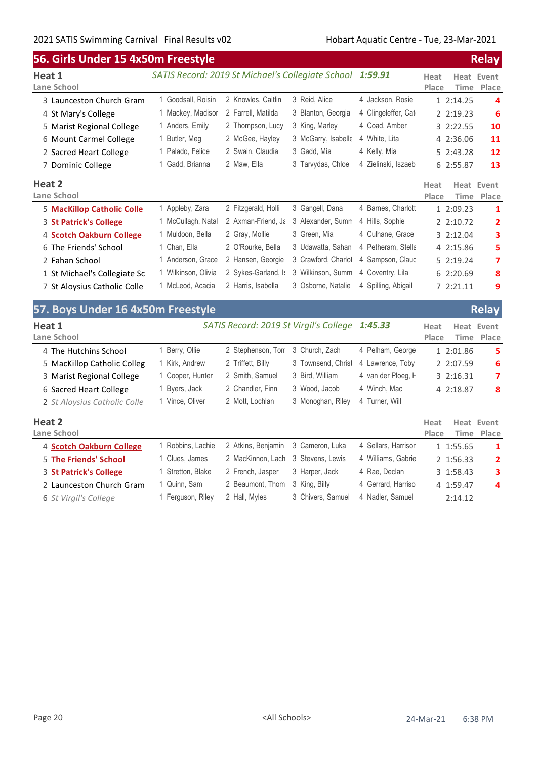## 56. Girls Under 15 4x50m Freestyle — Relay

### Heat 1

*SATIS Record: 2019 St Michael's Collegiate School* ***1:59.91***

| Lane | School | | | | | Heat Place | Heat Time | Event Place |
|---|---|---|---|---|---|---|---|---|
| 3 | Launceston Church Gram | 1 Goodsall, Roisin | 2 Knowles, Caitlin | 3 Reid, Alice | 4 Jackson, Rosie | 1 | 2:14.25 | 4 |
| 4 | St Mary's College | 1 Mackey, Madisor | 2 Farrell, Matilda | 3 Blanton, Georgia | 4 Clingeleffer, Cat | 2 | 2:19.23 | 6 |
| 5 | Marist Regional College | 1 Anders, Emily | 2 Thompson, Lucy | 3 King, Marley | 4 Coad, Amber | 3 | 2:22.55 | 10 |
| 6 | Mount Carmel College | 1 Butler, Meg | 2 McGee, Hayley | 3 McGarry, Isabelle | 4 White, Lita | 4 | 2:36.06 | 11 |
| 2 | Sacred Heart College | 1 Palado, Felice | 2 Swain, Claudia | 3 Gadd, Mia | 4 Kelly, Mia | 5 | 2:43.28 | 12 |
| 7 | Dominic College | 1 Gadd, Brianna | 2 Maw, Ella | 3 Tarvydas, Chloe | 4 Zielinski, Iszaeb | 6 | 2:55.87 | 13 |

### Heat 2

| Lane | School | | | | | Heat Place | Heat Time | Event Place |
|---|---|---|---|---|---|---|---|---|
| 5 | **MacKillop Catholic Colle** | 1 Appleby, Zara | 2 Fitzgerald, Holli | 3 Gangell, Dana | 4 Barnes, Charlott | 1 | 2:09.23 | 1 |
| 3 | **St Patrick's College** | 1 McCullagh, Natal | 2 Axman-Friend, Ja | 3 Alexander, Sumn | 4 Hills, Sophie | 2 | 2:10.72 | 2 |
| 4 | **Scotch Oakburn College** | 1 Muldoon, Bella | 2 Gray, Mollie | 3 Green, Mia | 4 Culhane, Grace | 3 | 2:12.04 | 3 |
| 6 | The Friends' School | 1 Chan, Ella | 2 O'Rourke, Bella | 3 Udawatta, Sahan | 4 Petheram, Stella | 4 | 2:15.86 | 5 |
| 2 | Fahan School | 1 Anderson, Grace | 2 Hansen, Georgie | 3 Crawford, Charlot | 4 Sampson, Claud | 5 | 2:19.24 | 7 |
| 1 | St Michael's Collegiate Sc | 1 Wilkinson, Olivia | 2 Sykes-Garland, I | 3 Wilkinson, Summ | 4 Coventry, Lila | 6 | 2:20.69 | 8 |
| 7 | St Aloysius Catholic Colle | 1 McLeod, Acacia | 2 Harris, Isabella | 3 Osborne, Natalie | 4 Spilling, Abigail | 7 | 2:21.11 | 9 |

## 57. Boys Under 16 4x50m Freestyle — Relay

### Heat 1

*SATIS Record: 2019 St Virgil's College* ***1:45.33***

| Lane | School | | | | | Heat Place | Heat Time | Event Place |
|---|---|---|---|---|---|---|---|---|
| 4 | The Hutchins School | 1 Berry, Ollie | 2 Stephenson, Tom | 3 Church, Zach | 4 Pelham, George | 1 | 2:01.86 | 5 |
| 5 | MacKillop Catholic Colleg | 1 Kirk, Andrew | 2 Triffett, Billy | 3 Townsend, Christ | 4 Lawrence, Toby | 2 | 2:07.59 | 6 |
| 3 | Marist Regional College | 1 Cooper, Hunter | 2 Smith, Samuel | 3 Bird, William | 4 van der Ploeg, H | 3 | 2:16.31 | 7 |
| 6 | Sacred Heart College | 1 Byers, Jack | 2 Chandler, Finn | 3 Wood, Jacob | 4 Winch, Mac | 4 | 2:18.87 | 8 |
| 2 | *St Aloysius Catholic Colle* | 1 Vince, Oliver | 2 Mott, Lochlan | 3 Monoghan, Riley | 4 Turner, Will | | | |

### Heat 2

| Lane | School | | | | | Heat Place | Heat Time | Event Place |
|---|---|---|---|---|---|---|---|---|
| 4 | **Scotch Oakburn College** | 1 Robbins, Lachie | 2 Atkins, Benjamin | 3 Cameron, Luka | 4 Sellars, Harrison | 1 | 1:55.65 | 1 |
| 5 | **The Friends' School** | 1 Clues, James | 2 MacKinnon, Lach | 3 Stevens, Lewis | 4 Williams, Gabrie | 2 | 1:56.33 | 2 |
| 3 | **St Patrick's College** | 1 Stretton, Blake | 2 French, Jasper | 3 Harper, Jack | 4 Rae, Declan | 3 | 1:58.43 | 3 |
| 2 | Launceston Church Gram | 1 Quinn, Sam | 2 Beaumont, Thom | 3 King, Billy | 4 Gerrard, Harriso | 4 | 1:59.47 | 4 |
| 6 | *St Virgil's College* | 1 Ferguson, Riley | 2 Hall, Myles | 3 Chivers, Samuel | 4 Nadler, Samuel | | 2:14.12 | |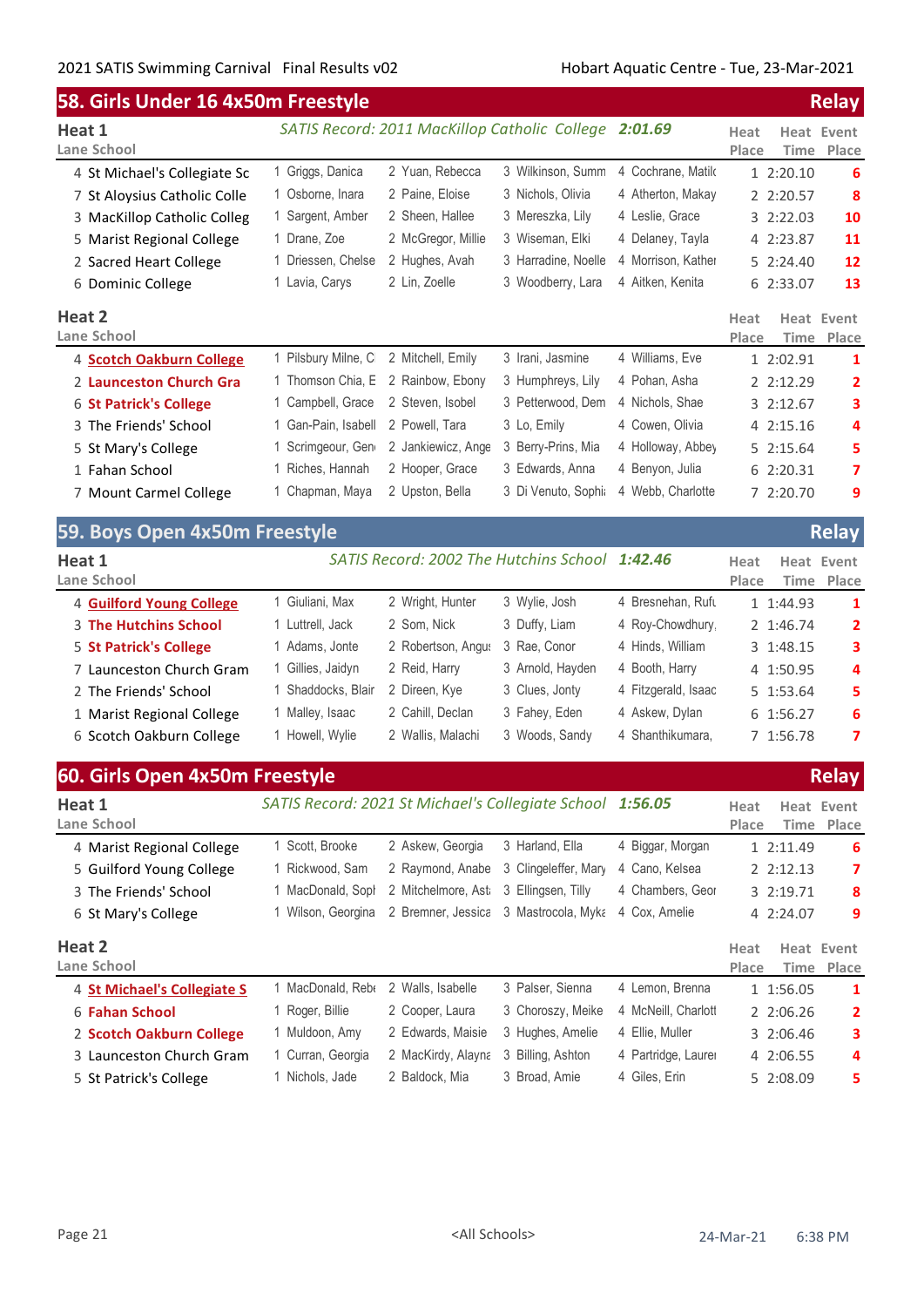## 58. Girls Under 16 4x50m Freestyle — Relay

### Heat 1

*SATIS Record: 2011 MacKillop Catholic College* ***2:01.69***

| Lane | School | | | | | Heat Place | Heat Time | Event Place |
|---|---|---|---|---|---|---|---|---|
| 4 | St Michael's Collegiate Sc | 1 Griggs, Danica | 2 Yuan, Rebecca | 3 Wilkinson, Summ | 4 Cochrane, Matilc | 1 | 2:20.10 | 6 |
| 7 | St Aloysius Catholic Colle | 1 Osborne, Inara | 2 Paine, Eloise | 3 Nichols, Olivia | 4 Atherton, Makay | 2 | 2:20.57 | 8 |
| 3 | MacKillop Catholic Colleg | 1 Sargent, Amber | 2 Sheen, Hallee | 3 Mereszka, Lily | 4 Leslie, Grace | 3 | 2:22.03 | 10 |
| 5 | Marist Regional College | 1 Drane, Zoe | 2 McGregor, Millie | 3 Wiseman, Elki | 4 Delaney, Tayla | 4 | 2:23.87 | 11 |
| 2 | Sacred Heart College | 1 Driessen, Chelse | 2 Hughes, Avah | 3 Harradine, Noelle | 4 Morrison, Kather | 5 | 2:24.40 | 12 |
| 6 | Dominic College | 1 Lavia, Carys | 2 Lin, Zoelle | 3 Woodberry, Lara | 4 Aitken, Kenita | 6 | 2:33.07 | 13 |

### Heat 2

| Lane | School | | | | | Heat Place | Heat Time | Event Place |
|---|---|---|---|---|---|---|---|---|
| 4 | **Scotch Oakburn College** | 1 Pilsbury Milne, C | 2 Mitchell, Emily | 3 Irani, Jasmine | 4 Williams, Eve | 1 | 2:02.91 | 1 |
| 2 | **Launceston Church Gra** | 1 Thomson Chia, E | 2 Rainbow, Ebony | 3 Humphreys, Lily | 4 Pohan, Asha | 2 | 2:12.29 | 2 |
| 6 | **St Patrick's College** | 1 Campbell, Grace | 2 Steven, Isobel | 3 Petterwood, Dem | 4 Nichols, Shae | 3 | 2:12.67 | 3 |
| 3 | The Friends' School | 1 Gan-Pain, Isabell | 2 Powell, Tara | 3 Lo, Emily | 4 Cowen, Olivia | 4 | 2:15.16 | 4 |
| 5 | St Mary's College | 1 Scrimgeour, Gen | 2 Jankiewicz, Ange | 3 Berry-Prins, Mia | 4 Holloway, Abbey | 5 | 2:15.64 | 5 |
| 1 | Fahan School | 1 Riches, Hannah | 2 Hooper, Grace | 3 Edwards, Anna | 4 Benyon, Julia | 6 | 2:20.31 | 7 |
| 7 | Mount Carmel College | 1 Chapman, Maya | 2 Upston, Bella | 3 Di Venuto, Sophi | 4 Webb, Charlotte | 7 | 2:20.70 | 9 |

## 59. Boys Open 4x50m Freestyle — Relay

### Heat 1

*SATIS Record: 2002 The Hutchins School* ***1:42.46***

| Lane | School | | | | | Heat Place | Heat Time | Event Place |
|---|---|---|---|---|---|---|---|---|
| 4 | **Guilford Young College** | 1 Giuliani, Max | 2 Wright, Hunter | 3 Wylie, Josh | 4 Bresnehan, Rufu | 1 | 1:44.93 | 1 |
| 3 | **The Hutchins School** | 1 Luttrell, Jack | 2 Som, Nick | 3 Duffy, Liam | 4 Roy-Chowdhury, | 2 | 1:46.74 | 2 |
| 5 | **St Patrick's College** | 1 Adams, Jonte | 2 Robertson, Angus | 3 Rae, Conor | 4 Hinds, William | 3 | 1:48.15 | 3 |
| 7 | Launceston Church Gram | 1 Gillies, Jaidyn | 2 Reid, Harry | 3 Arnold, Hayden | 4 Booth, Harry | 4 | 1:50.95 | 4 |
| 2 | The Friends' School | 1 Shaddocks, Blair | 2 Direen, Kye | 3 Clues, Jonty | 4 Fitzgerald, Isaac | 5 | 1:53.64 | 5 |
| 1 | Marist Regional College | 1 Malley, Isaac | 2 Cahill, Declan | 3 Fahey, Eden | 4 Askew, Dylan | 6 | 1:56.27 | 6 |
| 6 | Scotch Oakburn College | 1 Howell, Wylie | 2 Wallis, Malachi | 3 Woods, Sandy | 4 Shanthikumara, | 7 | 1:56.78 | 7 |

## 60. Girls Open 4x50m Freestyle — Relay

### Heat 1

*SATIS Record: 2021 St Michael's Collegiate School* ***1:56.05***

| Lane | School | | | | | Heat Place | Heat Time | Event Place |
|---|---|---|---|---|---|---|---|---|
| 4 | Marist Regional College | 1 Scott, Brooke | 2 Askew, Georgia | 3 Harland, Ella | 4 Biggar, Morgan | 1 | 2:11.49 | 6 |
| 5 | Guilford Young College | 1 Rickwood, Sam | 2 Raymond, Anabe | 3 Clingeleffer, Mary | 4 Cano, Kelsea | 2 | 2:12.13 | 7 |
| 3 | The Friends' School | 1 MacDonald, Sopl | 2 Mitchelmore, Asti | 3 Ellingsen, Tilly | 4 Chambers, Geor | 3 | 2:19.71 | 8 |
| 6 | St Mary's College | 1 Wilson, Georgina | 2 Bremner, Jessica | 3 Mastrocola, Myka | 4 Cox, Amelie | 4 | 2:24.07 | 9 |

### Heat 2

| Lane | School | | | | | Heat Place | Heat Time | Event Place |
|---|---|---|---|---|---|---|---|---|
| 4 | **St Michael's Collegiate S** | 1 MacDonald, Rebe | 2 Walls, Isabelle | 3 Palser, Sienna | 4 Lemon, Brenna | 1 | 1:56.05 | 1 |
| 6 | **Fahan School** | 1 Roger, Billie | 2 Cooper, Laura | 3 Choroszy, Meike | 4 McNeill, Charlott | 2 | 2:06.26 | 2 |
| 2 | **Scotch Oakburn College** | 1 Muldoon, Amy | 2 Edwards, Maisie | 3 Hughes, Amelie | 4 Ellie, Muller | 3 | 2:06.46 | 3 |
| 3 | Launceston Church Gram | 1 Curran, Georgia | 2 MacKirdy, Alayna | 3 Billing, Ashton | 4 Partridge, Laurel | 4 | 2:06.55 | 4 |
| 5 | St Patrick's College | 1 Nichols, Jade | 2 Baldock, Mia | 3 Broad, Amie | 4 Giles, Erin | 5 | 2:08.09 | 5 |